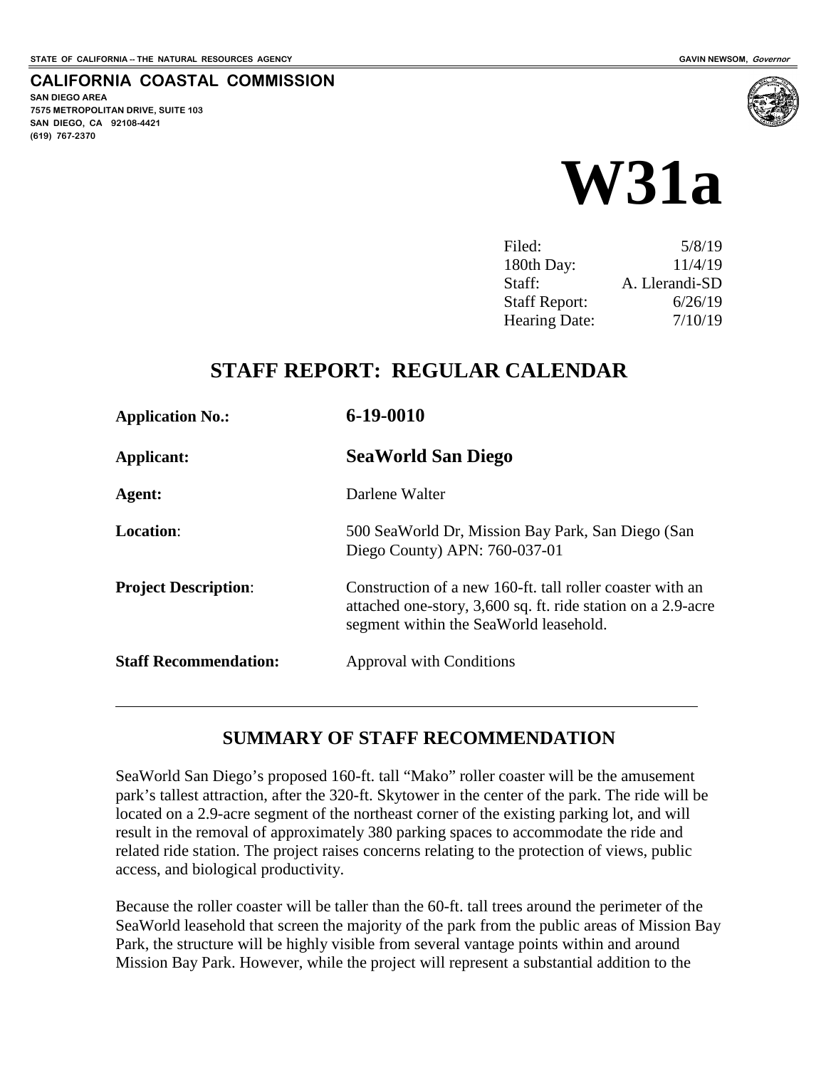STATE OF CALIFORNIA -- THE NATURAL RESOURCES AGENCY

GAVIN NEWSOM, *Governor*

**CALIFORNIA COASTAL COMMISSION**
**SAN DIEGO AREA**
**7575 METROPOLITAN DRIVE, SUITE 103**
**SAN DIEGO, CA 92108-4421**
**(619) 767-2370**

# W31a

| | |
|---|---|
| Filed: | 5/8/19 |
| 180th Day: | 11/4/19 |
| Staff: | A. Llerandi-SD |
| Staff Report: | 6/26/19 |
| Hearing Date: | 7/10/19 |

## STAFF REPORT: REGULAR CALENDAR

| | |
|---|---|
| **Application No.:** | **6-19-0010** |
| **Applicant:** | **SeaWorld San Diego** |
| **Agent:** | Darlene Walter |
| **Location**: | 500 SeaWorld Dr, Mission Bay Park, San Diego (San Diego County) APN: 760-037-01 |
| **Project Description**: | Construction of a new 160-ft. tall roller coaster with an attached one-story, 3,600 sq. ft. ride station on a 2.9-acre segment within the SeaWorld leasehold. |
| **Staff Recommendation:** | Approval with Conditions |

## SUMMARY OF STAFF RECOMMENDATION

SeaWorld San Diego's proposed 160-ft. tall "Mako" roller coaster will be the amusement park's tallest attraction, after the 320-ft. Skytower in the center of the park. The ride will be located on a 2.9-acre segment of the northeast corner of the existing parking lot, and will result in the removal of approximately 380 parking spaces to accommodate the ride and related ride station. The project raises concerns relating to the protection of views, public access, and biological productivity.

Because the roller coaster will be taller than the 60-ft. tall trees around the perimeter of the SeaWorld leasehold that screen the majority of the park from the public areas of Mission Bay Park, the structure will be highly visible from several vantage points within and around Mission Bay Park. However, while the project will represent a substantial addition to the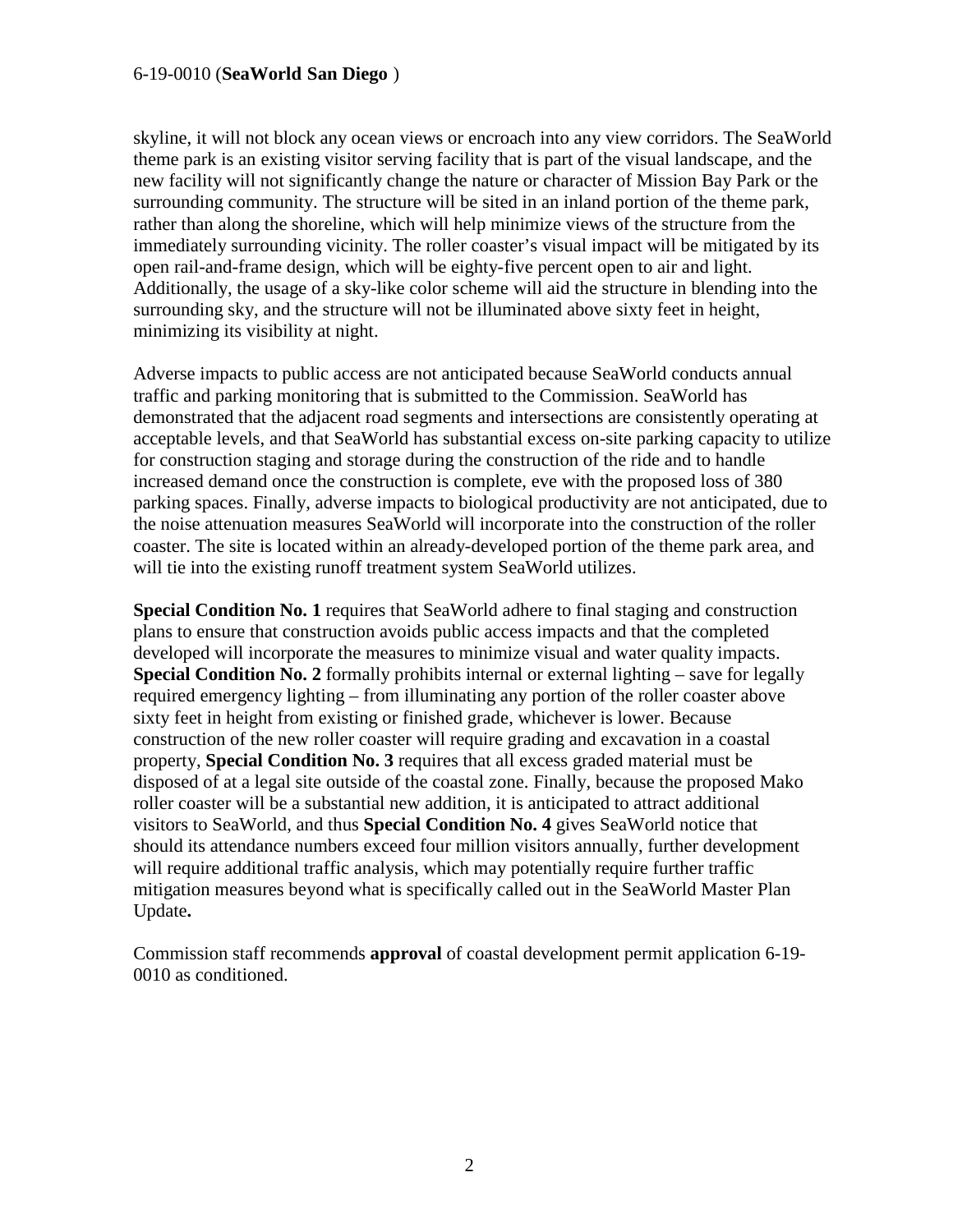skyline, it will not block any ocean views or encroach into any view corridors. The SeaWorld theme park is an existing visitor serving facility that is part of the visual landscape, and the new facility will not significantly change the nature or character of Mission Bay Park or the surrounding community. The structure will be sited in an inland portion of the theme park, rather than along the shoreline, which will help minimize views of the structure from the immediately surrounding vicinity. The roller coaster's visual impact will be mitigated by its open rail-and-frame design, which will be eighty-five percent open to air and light. Additionally, the usage of a sky-like color scheme will aid the structure in blending into the surrounding sky, and the structure will not be illuminated above sixty feet in height, minimizing its visibility at night.

Adverse impacts to public access are not anticipated because SeaWorld conducts annual traffic and parking monitoring that is submitted to the Commission. SeaWorld has demonstrated that the adjacent road segments and intersections are consistently operating at acceptable levels, and that SeaWorld has substantial excess on-site parking capacity to utilize for construction staging and storage during the construction of the ride and to handle increased demand once the construction is complete, eve with the proposed loss of 380 parking spaces. Finally, adverse impacts to biological productivity are not anticipated, due to the noise attenuation measures SeaWorld will incorporate into the construction of the roller coaster. The site is located within an already-developed portion of the theme park area, and will tie into the existing runoff treatment system SeaWorld utilizes.

**Special Condition No. 1** requires that SeaWorld adhere to final staging and construction plans to ensure that construction avoids public access impacts and that the completed developed will incorporate the measures to minimize visual and water quality impacts. **Special Condition No. 2** formally prohibits internal or external lighting – save for legally required emergency lighting – from illuminating any portion of the roller coaster above sixty feet in height from existing or finished grade, whichever is lower. Because construction of the new roller coaster will require grading and excavation in a coastal property, **Special Condition No. 3** requires that all excess graded material must be disposed of at a legal site outside of the coastal zone. Finally, because the proposed Mako roller coaster will be a substantial new addition, it is anticipated to attract additional visitors to SeaWorld, and thus **Special Condition No. 4** gives SeaWorld notice that should its attendance numbers exceed four million visitors annually, further development will require additional traffic analysis, which may potentially require further traffic mitigation measures beyond what is specifically called out in the SeaWorld Master Plan Update**.**

Commission staff recommends **approval** of coastal development permit application 6-19-0010 as conditioned.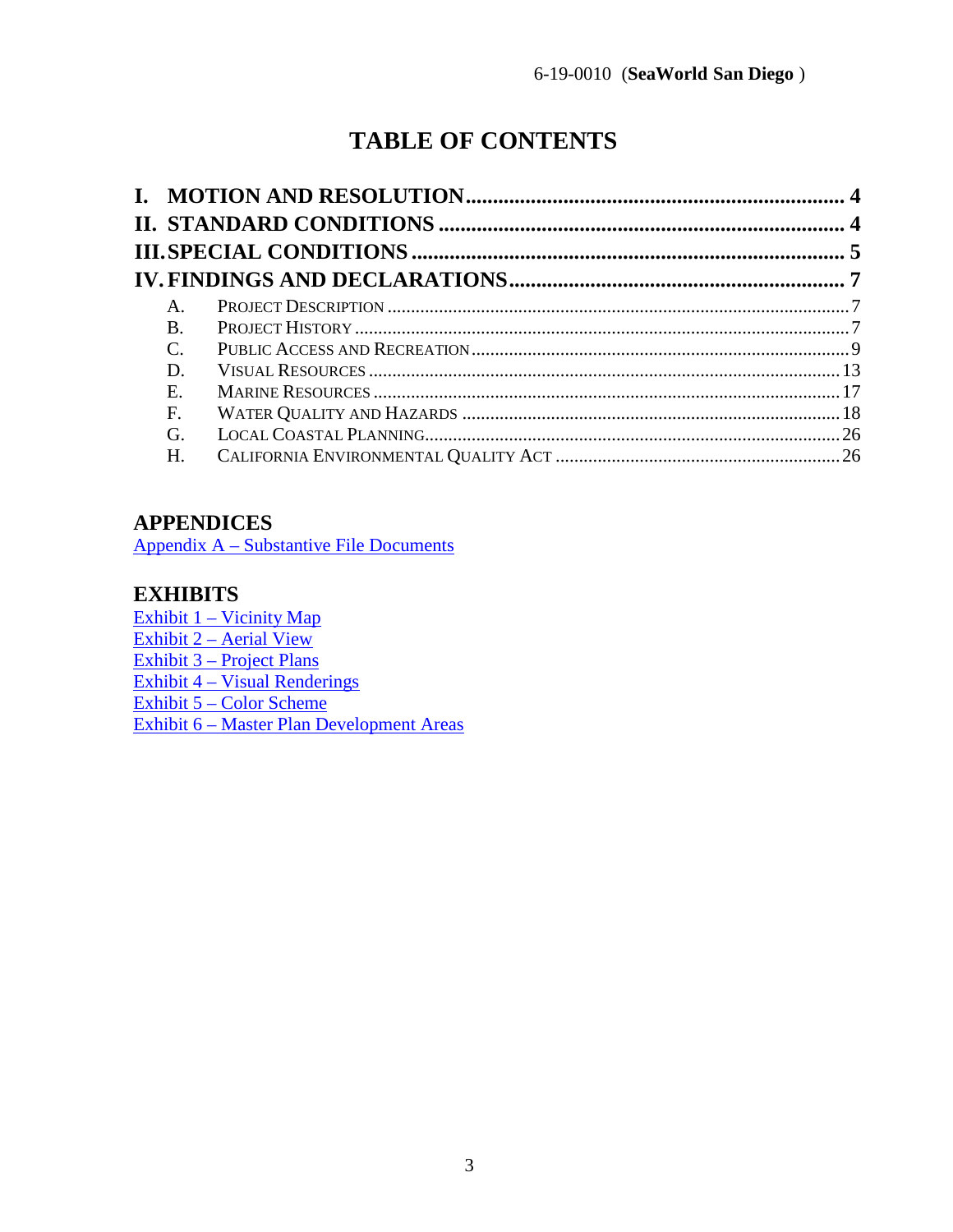# TABLE OF CONTENTS

**I. MOTION AND RESOLUTION** ..................... **4**

**II. STANDARD CONDITIONS** ..................... **4**

**III. SPECIAL CONDITIONS** ..................... **5**

**IV. FINDINGS AND DECLARATIONS** ..................... **7**

- A. PROJECT DESCRIPTION ..................... 7
- B. PROJECT HISTORY ..................... 7
- C. PUBLIC ACCESS AND RECREATION ..................... 9
- D. VISUAL RESOURCES ..................... 13
- E. MARINE RESOURCES ..................... 17
- F. WATER QUALITY AND HAZARDS ..................... 18
- G. LOCAL COASTAL PLANNING ..................... 26
- H. CALIFORNIA ENVIRONMENTAL QUALITY ACT ..................... 26

## APPENDICES

Appendix A – Substantive File Documents

## EXHIBITS

Exhibit 1 – Vicinity Map
Exhibit 2 – Aerial View
Exhibit 3 – Project Plans
Exhibit 4 – Visual Renderings
Exhibit 5 – Color Scheme
Exhibit 6 – Master Plan Development Areas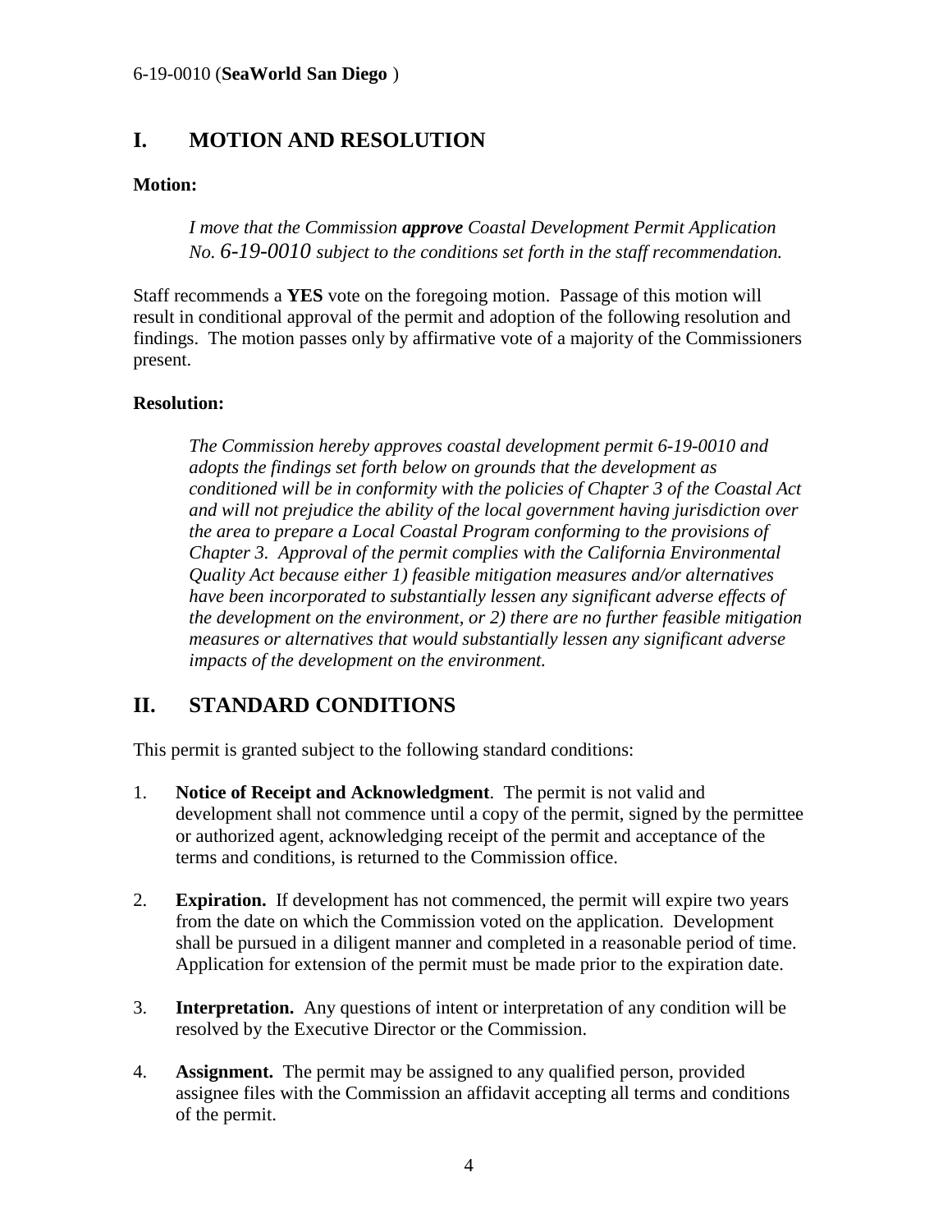# I. MOTION AND RESOLUTION

**Motion:**

> *I move that the Commission **approve** Coastal Development Permit Application No. 6-19-0010 subject to the conditions set forth in the staff recommendation.*

Staff recommends a **YES** vote on the foregoing motion. Passage of this motion will result in conditional approval of the permit and adoption of the following resolution and findings. The motion passes only by affirmative vote of a majority of the Commissioners present.

**Resolution:**

> *The Commission hereby approves coastal development permit 6-19-0010 and adopts the findings set forth below on grounds that the development as conditioned will be in conformity with the policies of Chapter 3 of the Coastal Act and will not prejudice the ability of the local government having jurisdiction over the area to prepare a Local Coastal Program conforming to the provisions of Chapter 3. Approval of the permit complies with the California Environmental Quality Act because either 1) feasible mitigation measures and/or alternatives have been incorporated to substantially lessen any significant adverse effects of the development on the environment, or 2) there are no further feasible mitigation measures or alternatives that would substantially lessen any significant adverse impacts of the development on the environment.*

# II. STANDARD CONDITIONS

This permit is granted subject to the following standard conditions:

1. **Notice of Receipt and Acknowledgment**. The permit is not valid and development shall not commence until a copy of the permit, signed by the permittee or authorized agent, acknowledging receipt of the permit and acceptance of the terms and conditions, is returned to the Commission office.

2. **Expiration.** If development has not commenced, the permit will expire two years from the date on which the Commission voted on the application. Development shall be pursued in a diligent manner and completed in a reasonable period of time. Application for extension of the permit must be made prior to the expiration date.

3. **Interpretation.** Any questions of intent or interpretation of any condition will be resolved by the Executive Director or the Commission.

4. **Assignment.** The permit may be assigned to any qualified person, provided assignee files with the Commission an affidavit accepting all terms and conditions of the permit.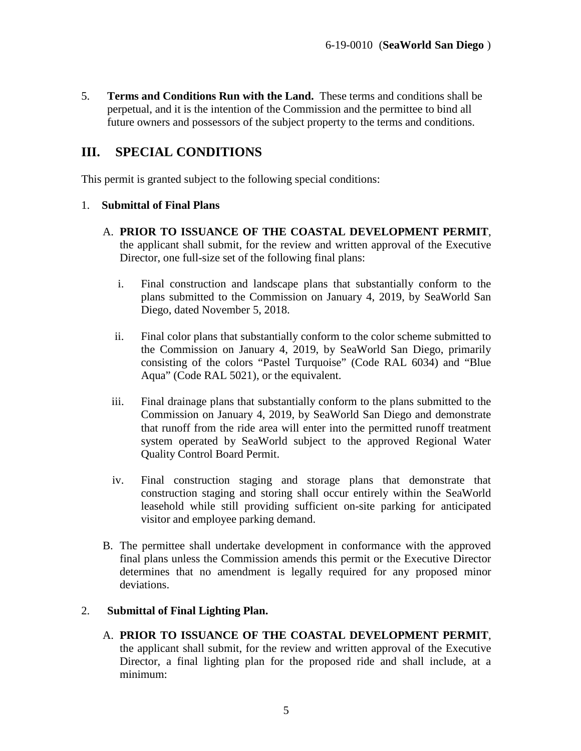5. **Terms and Conditions Run with the Land.** These terms and conditions shall be perpetual, and it is the intention of the Commission and the permittee to bind all future owners and possessors of the subject property to the terms and conditions.

## III. SPECIAL CONDITIONS

This permit is granted subject to the following special conditions:

1. **Submittal of Final Plans**

   A. **PRIOR TO ISSUANCE OF THE COASTAL DEVELOPMENT PERMIT**, the applicant shall submit, for the review and written approval of the Executive Director, one full-size set of the following final plans:

      i. Final construction and landscape plans that substantially conform to the plans submitted to the Commission on January 4, 2019, by SeaWorld San Diego, dated November 5, 2018.

      ii. Final color plans that substantially conform to the color scheme submitted to the Commission on January 4, 2019, by SeaWorld San Diego, primarily consisting of the colors "Pastel Turquoise" (Code RAL 6034) and "Blue Aqua" (Code RAL 5021), or the equivalent.

      iii. Final drainage plans that substantially conform to the plans submitted to the Commission on January 4, 2019, by SeaWorld San Diego and demonstrate that runoff from the ride area will enter into the permitted runoff treatment system operated by SeaWorld subject to the approved Regional Water Quality Control Board Permit.

      iv. Final construction staging and storage plans that demonstrate that construction staging and storing shall occur entirely within the SeaWorld leasehold while still providing sufficient on-site parking for anticipated visitor and employee parking demand.

   B. The permittee shall undertake development in conformance with the approved final plans unless the Commission amends this permit or the Executive Director determines that no amendment is legally required for any proposed minor deviations.

2. **Submittal of Final Lighting Plan.**

   A. **PRIOR TO ISSUANCE OF THE COASTAL DEVELOPMENT PERMIT**, the applicant shall submit, for the review and written approval of the Executive Director, a final lighting plan for the proposed ride and shall include, at a minimum: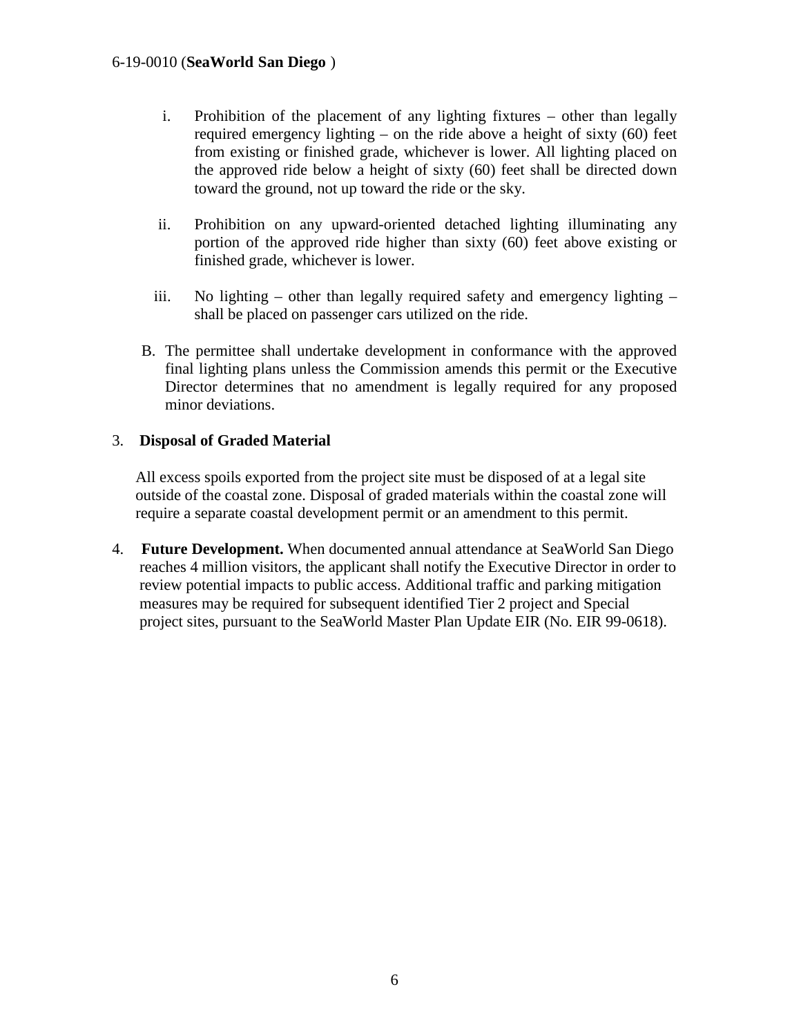i. Prohibition of the placement of any lighting fixtures – other than legally required emergency lighting – on the ride above a height of sixty (60) feet from existing or finished grade, whichever is lower. All lighting placed on the approved ride below a height of sixty (60) feet shall be directed down toward the ground, not up toward the ride or the sky.

ii. Prohibition on any upward-oriented detached lighting illuminating any portion of the approved ride higher than sixty (60) feet above existing or finished grade, whichever is lower.

iii. No lighting – other than legally required safety and emergency lighting – shall be placed on passenger cars utilized on the ride.

B. The permittee shall undertake development in conformance with the approved final lighting plans unless the Commission amends this permit or the Executive Director determines that no amendment is legally required for any proposed minor deviations.

3. **Disposal of Graded Material**

All excess spoils exported from the project site must be disposed of at a legal site outside of the coastal zone. Disposal of graded materials within the coastal zone will require a separate coastal development permit or an amendment to this permit.

4. **Future Development.** When documented annual attendance at SeaWorld San Diego reaches 4 million visitors, the applicant shall notify the Executive Director in order to review potential impacts to public access. Additional traffic and parking mitigation measures may be required for subsequent identified Tier 2 project and Special project sites, pursuant to the SeaWorld Master Plan Update EIR (No. EIR 99-0618).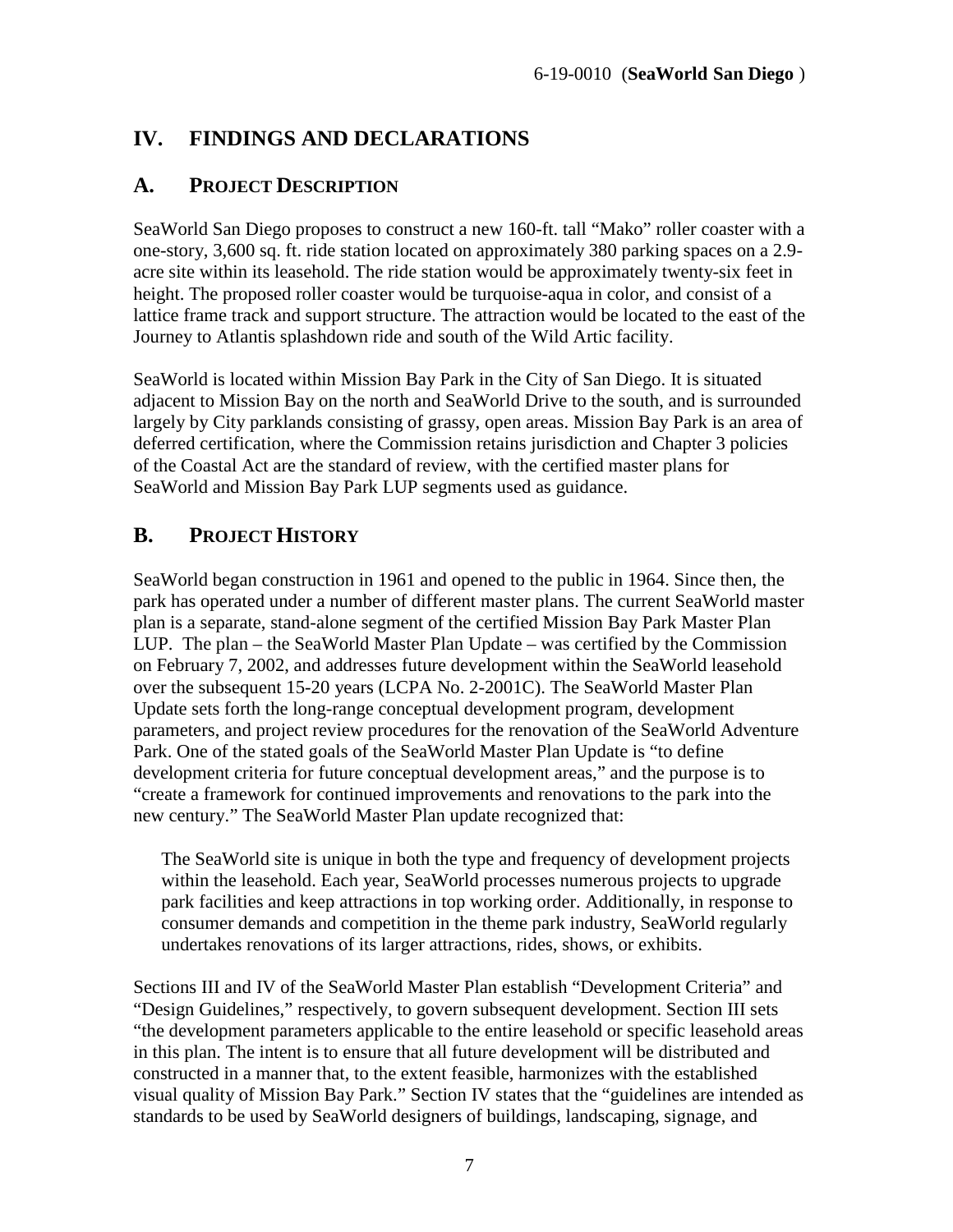## IV. FINDINGS AND DECLARATIONS

### A. PROJECT DESCRIPTION

SeaWorld San Diego proposes to construct a new 160-ft. tall "Mako" roller coaster with a one-story, 3,600 sq. ft. ride station located on approximately 380 parking spaces on a 2.9-acre site within its leasehold. The ride station would be approximately twenty-six feet in height. The proposed roller coaster would be turquoise-aqua in color, and consist of a lattice frame track and support structure. The attraction would be located to the east of the Journey to Atlantis splashdown ride and south of the Wild Artic facility.

SeaWorld is located within Mission Bay Park in the City of San Diego. It is situated adjacent to Mission Bay on the north and SeaWorld Drive to the south, and is surrounded largely by City parklands consisting of grassy, open areas. Mission Bay Park is an area of deferred certification, where the Commission retains jurisdiction and Chapter 3 policies of the Coastal Act are the standard of review, with the certified master plans for SeaWorld and Mission Bay Park LUP segments used as guidance.

### B. PROJECT HISTORY

SeaWorld began construction in 1961 and opened to the public in 1964. Since then, the park has operated under a number of different master plans. The current SeaWorld master plan is a separate, stand-alone segment of the certified Mission Bay Park Master Plan LUP. The plan – the SeaWorld Master Plan Update – was certified by the Commission on February 7, 2002, and addresses future development within the SeaWorld leasehold over the subsequent 15-20 years (LCPA No. 2-2001C). The SeaWorld Master Plan Update sets forth the long-range conceptual development program, development parameters, and project review procedures for the renovation of the SeaWorld Adventure Park. One of the stated goals of the SeaWorld Master Plan Update is "to define development criteria for future conceptual development areas," and the purpose is to "create a framework for continued improvements and renovations to the park into the new century." The SeaWorld Master Plan update recognized that:

> The SeaWorld site is unique in both the type and frequency of development projects within the leasehold. Each year, SeaWorld processes numerous projects to upgrade park facilities and keep attractions in top working order. Additionally, in response to consumer demands and competition in the theme park industry, SeaWorld regularly undertakes renovations of its larger attractions, rides, shows, or exhibits.

Sections III and IV of the SeaWorld Master Plan establish "Development Criteria" and "Design Guidelines," respectively, to govern subsequent development. Section III sets "the development parameters applicable to the entire leasehold or specific leasehold areas in this plan. The intent is to ensure that all future development will be distributed and constructed in a manner that, to the extent feasible, harmonizes with the established visual quality of Mission Bay Park." Section IV states that the "guidelines are intended as standards to be used by SeaWorld designers of buildings, landscaping, signage, and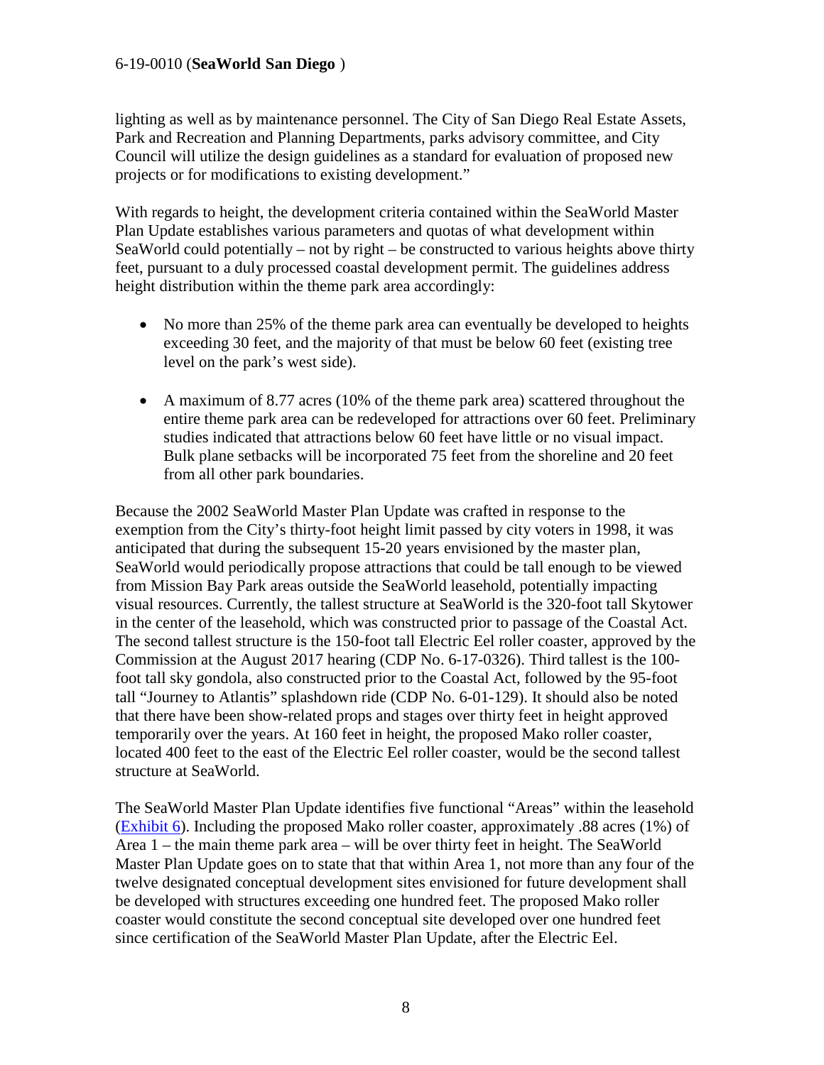lighting as well as by maintenance personnel. The City of San Diego Real Estate Assets, Park and Recreation and Planning Departments, parks advisory committee, and City Council will utilize the design guidelines as a standard for evaluation of proposed new projects or for modifications to existing development."

With regards to height, the development criteria contained within the SeaWorld Master Plan Update establishes various parameters and quotas of what development within SeaWorld could potentially – not by right – be constructed to various heights above thirty feet, pursuant to a duly processed coastal development permit. The guidelines address height distribution within the theme park area accordingly:

- No more than 25% of the theme park area can eventually be developed to heights exceeding 30 feet, and the majority of that must be below 60 feet (existing tree level on the park's west side).
- A maximum of 8.77 acres (10% of the theme park area) scattered throughout the entire theme park area can be redeveloped for attractions over 60 feet. Preliminary studies indicated that attractions below 60 feet have little or no visual impact. Bulk plane setbacks will be incorporated 75 feet from the shoreline and 20 feet from all other park boundaries.

Because the 2002 SeaWorld Master Plan Update was crafted in response to the exemption from the City's thirty-foot height limit passed by city voters in 1998, it was anticipated that during the subsequent 15-20 years envisioned by the master plan, SeaWorld would periodically propose attractions that could be tall enough to be viewed from Mission Bay Park areas outside the SeaWorld leasehold, potentially impacting visual resources. Currently, the tallest structure at SeaWorld is the 320-foot tall Skytower in the center of the leasehold, which was constructed prior to passage of the Coastal Act. The second tallest structure is the 150-foot tall Electric Eel roller coaster, approved by the Commission at the August 2017 hearing (CDP No. 6-17-0326). Third tallest is the 100-foot tall sky gondola, also constructed prior to the Coastal Act, followed by the 95-foot tall "Journey to Atlantis" splashdown ride (CDP No. 6-01-129). It should also be noted that there have been show-related props and stages over thirty feet in height approved temporarily over the years. At 160 feet in height, the proposed Mako roller coaster, located 400 feet to the east of the Electric Eel roller coaster, would be the second tallest structure at SeaWorld.

The SeaWorld Master Plan Update identifies five functional "Areas" within the leasehold (Exhibit 6). Including the proposed Mako roller coaster, approximately .88 acres (1%) of Area 1 – the main theme park area – will be over thirty feet in height. The SeaWorld Master Plan Update goes on to state that that within Area 1, not more than any four of the twelve designated conceptual development sites envisioned for future development shall be developed with structures exceeding one hundred feet. The proposed Mako roller coaster would constitute the second conceptual site developed over one hundred feet since certification of the SeaWorld Master Plan Update, after the Electric Eel.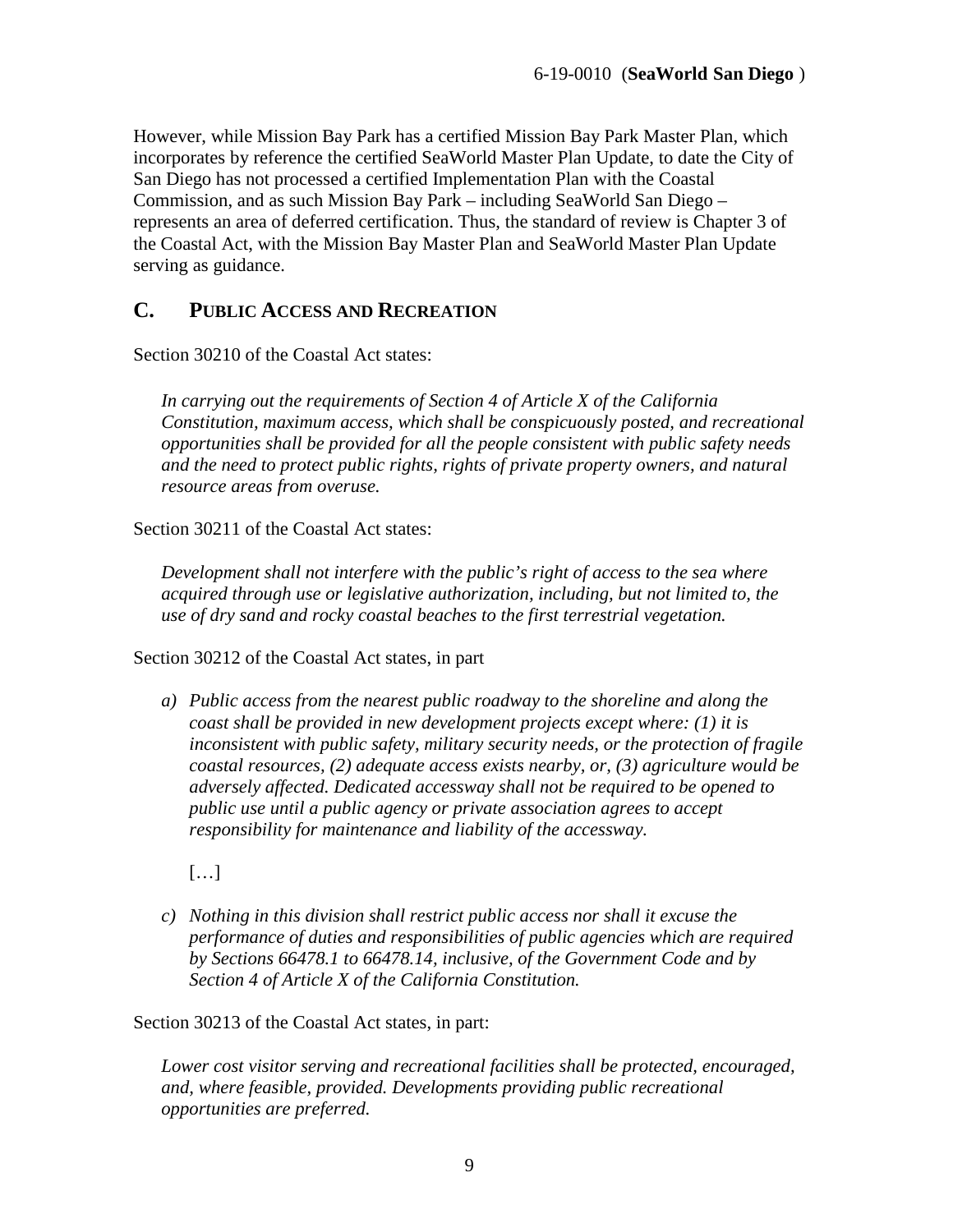However, while Mission Bay Park has a certified Mission Bay Park Master Plan, which incorporates by reference the certified SeaWorld Master Plan Update, to date the City of San Diego has not processed a certified Implementation Plan with the Coastal Commission, and as such Mission Bay Park – including SeaWorld San Diego – represents an area of deferred certification. Thus, the standard of review is Chapter 3 of the Coastal Act, with the Mission Bay Master Plan and SeaWorld Master Plan Update serving as guidance.

## C. PUBLIC ACCESS AND RECREATION

Section 30210 of the Coastal Act states:

> *In carrying out the requirements of Section 4 of Article X of the California Constitution, maximum access, which shall be conspicuously posted, and recreational opportunities shall be provided for all the people consistent with public safety needs and the need to protect public rights, rights of private property owners, and natural resource areas from overuse.*

Section 30211 of the Coastal Act states:

> *Development shall not interfere with the public's right of access to the sea where acquired through use or legislative authorization, including, but not limited to, the use of dry sand and rocky coastal beaches to the first terrestrial vegetation.*

Section 30212 of the Coastal Act states, in part

> a) *Public access from the nearest public roadway to the shoreline and along the coast shall be provided in new development projects except where: (1) it is inconsistent with public safety, military security needs, or the protection of fragile coastal resources, (2) adequate access exists nearby, or, (3) agriculture would be adversely affected. Dedicated accessway shall not be required to be opened to public use until a public agency or private association agrees to accept responsibility for maintenance and liability of the accessway.*
>
> […]
>
> c) *Nothing in this division shall restrict public access nor shall it excuse the performance of duties and responsibilities of public agencies which are required by Sections 66478.1 to 66478.14, inclusive, of the Government Code and by Section 4 of Article X of the California Constitution.*

Section 30213 of the Coastal Act states, in part:

> *Lower cost visitor serving and recreational facilities shall be protected, encouraged, and, where feasible, provided. Developments providing public recreational opportunities are preferred.*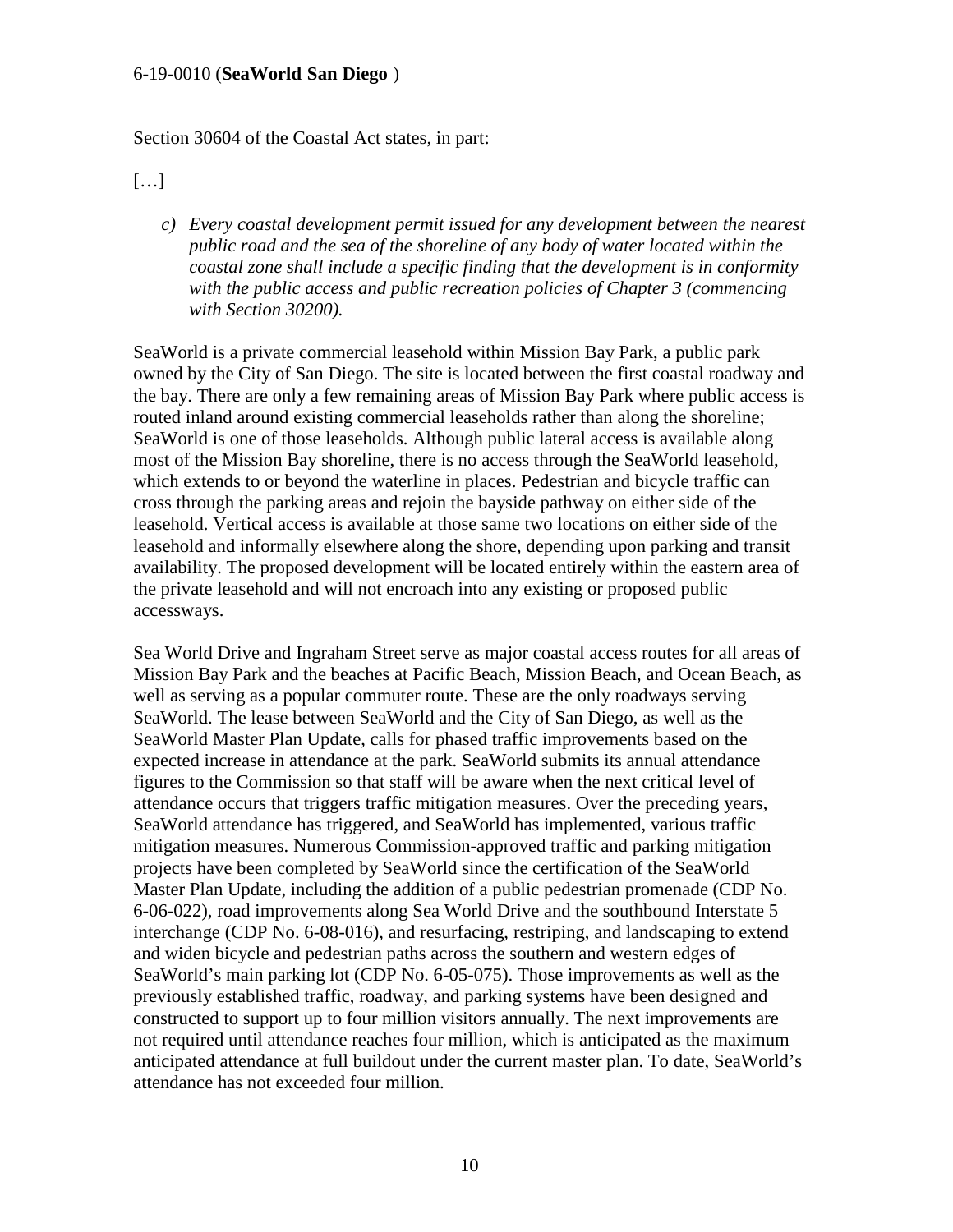Section 30604 of the Coastal Act states, in part:

[…]

> *c) Every coastal development permit issued for any development between the nearest public road and the sea of the shoreline of any body of water located within the coastal zone shall include a specific finding that the development is in conformity with the public access and public recreation policies of Chapter 3 (commencing with Section 30200).*

SeaWorld is a private commercial leasehold within Mission Bay Park, a public park owned by the City of San Diego. The site is located between the first coastal roadway and the bay. There are only a few remaining areas of Mission Bay Park where public access is routed inland around existing commercial leaseholds rather than along the shoreline; SeaWorld is one of those leaseholds. Although public lateral access is available along most of the Mission Bay shoreline, there is no access through the SeaWorld leasehold, which extends to or beyond the waterline in places. Pedestrian and bicycle traffic can cross through the parking areas and rejoin the bayside pathway on either side of the leasehold. Vertical access is available at those same two locations on either side of the leasehold and informally elsewhere along the shore, depending upon parking and transit availability. The proposed development will be located entirely within the eastern area of the private leasehold and will not encroach into any existing or proposed public accessways.

Sea World Drive and Ingraham Street serve as major coastal access routes for all areas of Mission Bay Park and the beaches at Pacific Beach, Mission Beach, and Ocean Beach, as well as serving as a popular commuter route. These are the only roadways serving SeaWorld. The lease between SeaWorld and the City of San Diego, as well as the SeaWorld Master Plan Update, calls for phased traffic improvements based on the expected increase in attendance at the park. SeaWorld submits its annual attendance figures to the Commission so that staff will be aware when the next critical level of attendance occurs that triggers traffic mitigation measures. Over the preceding years, SeaWorld attendance has triggered, and SeaWorld has implemented, various traffic mitigation measures. Numerous Commission-approved traffic and parking mitigation projects have been completed by SeaWorld since the certification of the SeaWorld Master Plan Update, including the addition of a public pedestrian promenade (CDP No. 6-06-022), road improvements along Sea World Drive and the southbound Interstate 5 interchange (CDP No. 6-08-016), and resurfacing, restriping, and landscaping to extend and widen bicycle and pedestrian paths across the southern and western edges of SeaWorld's main parking lot (CDP No. 6-05-075). Those improvements as well as the previously established traffic, roadway, and parking systems have been designed and constructed to support up to four million visitors annually. The next improvements are not required until attendance reaches four million, which is anticipated as the maximum anticipated attendance at full buildout under the current master plan. To date, SeaWorld's attendance has not exceeded four million.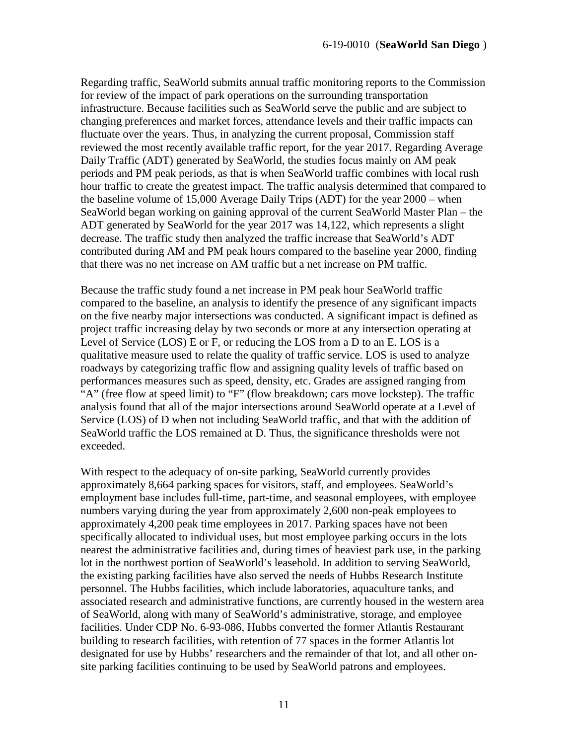Regarding traffic, SeaWorld submits annual traffic monitoring reports to the Commission for review of the impact of park operations on the surrounding transportation infrastructure. Because facilities such as SeaWorld serve the public and are subject to changing preferences and market forces, attendance levels and their traffic impacts can fluctuate over the years. Thus, in analyzing the current proposal, Commission staff reviewed the most recently available traffic report, for the year 2017. Regarding Average Daily Traffic (ADT) generated by SeaWorld, the studies focus mainly on AM peak periods and PM peak periods, as that is when SeaWorld traffic combines with local rush hour traffic to create the greatest impact. The traffic analysis determined that compared to the baseline volume of 15,000 Average Daily Trips (ADT) for the year 2000 – when SeaWorld began working on gaining approval of the current SeaWorld Master Plan – the ADT generated by SeaWorld for the year 2017 was 14,122, which represents a slight decrease. The traffic study then analyzed the traffic increase that SeaWorld's ADT contributed during AM and PM peak hours compared to the baseline year 2000, finding that there was no net increase on AM traffic but a net increase on PM traffic.

Because the traffic study found a net increase in PM peak hour SeaWorld traffic compared to the baseline, an analysis to identify the presence of any significant impacts on the five nearby major intersections was conducted. A significant impact is defined as project traffic increasing delay by two seconds or more at any intersection operating at Level of Service (LOS) E or F, or reducing the LOS from a D to an E. LOS is a qualitative measure used to relate the quality of traffic service. LOS is used to analyze roadways by categorizing traffic flow and assigning quality levels of traffic based on performances measures such as speed, density, etc. Grades are assigned ranging from "A" (free flow at speed limit) to "F" (flow breakdown; cars move lockstep). The traffic analysis found that all of the major intersections around SeaWorld operate at a Level of Service (LOS) of D when not including SeaWorld traffic, and that with the addition of SeaWorld traffic the LOS remained at D. Thus, the significance thresholds were not exceeded.

With respect to the adequacy of on-site parking, SeaWorld currently provides approximately 8,664 parking spaces for visitors, staff, and employees. SeaWorld's employment base includes full-time, part-time, and seasonal employees, with employee numbers varying during the year from approximately 2,600 non-peak employees to approximately 4,200 peak time employees in 2017. Parking spaces have not been specifically allocated to individual uses, but most employee parking occurs in the lots nearest the administrative facilities and, during times of heaviest park use, in the parking lot in the northwest portion of SeaWorld's leasehold. In addition to serving SeaWorld, the existing parking facilities have also served the needs of Hubbs Research Institute personnel. The Hubbs facilities, which include laboratories, aquaculture tanks, and associated research and administrative functions, are currently housed in the western area of SeaWorld, along with many of SeaWorld's administrative, storage, and employee facilities. Under CDP No. 6-93-086, Hubbs converted the former Atlantis Restaurant building to research facilities, with retention of 77 spaces in the former Atlantis lot designated for use by Hubbs' researchers and the remainder of that lot, and all other on-site parking facilities continuing to be used by SeaWorld patrons and employees.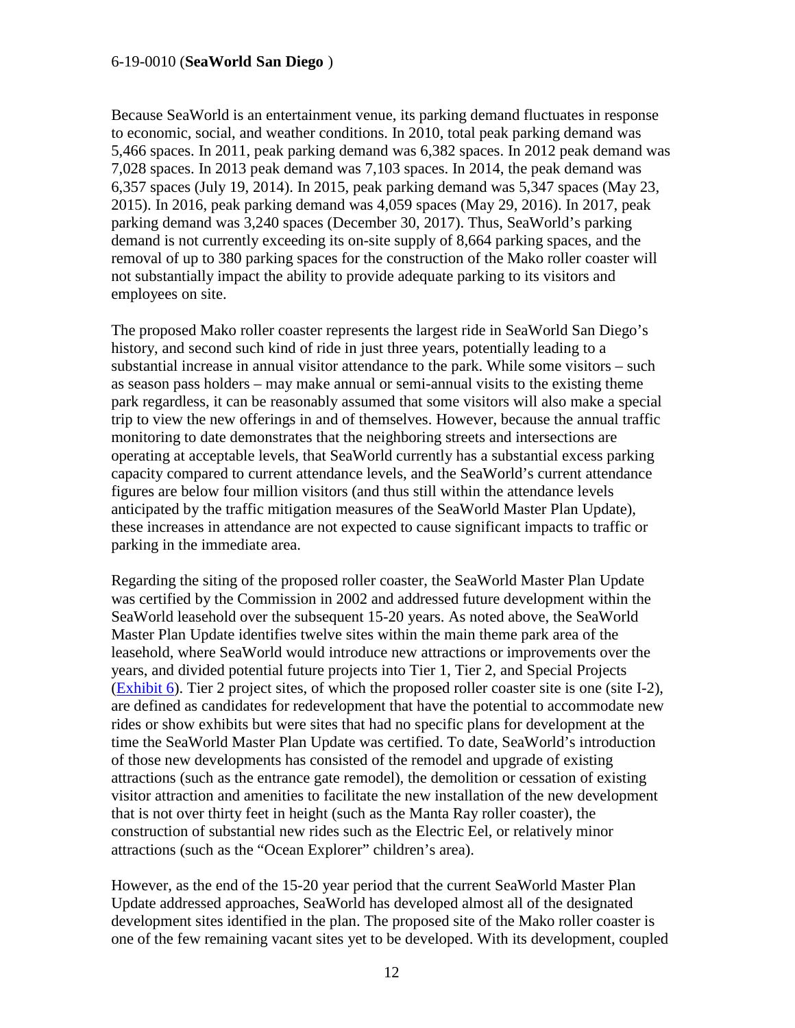Because SeaWorld is an entertainment venue, its parking demand fluctuates in response to economic, social, and weather conditions. In 2010, total peak parking demand was 5,466 spaces. In 2011, peak parking demand was 6,382 spaces. In 2012 peak demand was 7,028 spaces. In 2013 peak demand was 7,103 spaces. In 2014, the peak demand was 6,357 spaces (July 19, 2014). In 2015, peak parking demand was 5,347 spaces (May 23, 2015). In 2016, peak parking demand was 4,059 spaces (May 29, 2016). In 2017, peak parking demand was 3,240 spaces (December 30, 2017). Thus, SeaWorld's parking demand is not currently exceeding its on-site supply of 8,664 parking spaces, and the removal of up to 380 parking spaces for the construction of the Mako roller coaster will not substantially impact the ability to provide adequate parking to its visitors and employees on site.

The proposed Mako roller coaster represents the largest ride in SeaWorld San Diego's history, and second such kind of ride in just three years, potentially leading to a substantial increase in annual visitor attendance to the park. While some visitors – such as season pass holders – may make annual or semi-annual visits to the existing theme park regardless, it can be reasonably assumed that some visitors will also make a special trip to view the new offerings in and of themselves. However, because the annual traffic monitoring to date demonstrates that the neighboring streets and intersections are operating at acceptable levels, that SeaWorld currently has a substantial excess parking capacity compared to current attendance levels, and the SeaWorld's current attendance figures are below four million visitors (and thus still within the attendance levels anticipated by the traffic mitigation measures of the SeaWorld Master Plan Update), these increases in attendance are not expected to cause significant impacts to traffic or parking in the immediate area.

Regarding the siting of the proposed roller coaster, the SeaWorld Master Plan Update was certified by the Commission in 2002 and addressed future development within the SeaWorld leasehold over the subsequent 15-20 years. As noted above, the SeaWorld Master Plan Update identifies twelve sites within the main theme park area of the leasehold, where SeaWorld would introduce new attractions or improvements over the years, and divided potential future projects into Tier 1, Tier 2, and Special Projects (Exhibit 6). Tier 2 project sites, of which the proposed roller coaster site is one (site I-2), are defined as candidates for redevelopment that have the potential to accommodate new rides or show exhibits but were sites that had no specific plans for development at the time the SeaWorld Master Plan Update was certified. To date, SeaWorld's introduction of those new developments has consisted of the remodel and upgrade of existing attractions (such as the entrance gate remodel), the demolition or cessation of existing visitor attraction and amenities to facilitate the new installation of the new development that is not over thirty feet in height (such as the Manta Ray roller coaster), the construction of substantial new rides such as the Electric Eel, or relatively minor attractions (such as the "Ocean Explorer" children's area).

However, as the end of the 15-20 year period that the current SeaWorld Master Plan Update addressed approaches, SeaWorld has developed almost all of the designated development sites identified in the plan. The proposed site of the Mako roller coaster is one of the few remaining vacant sites yet to be developed. With its development, coupled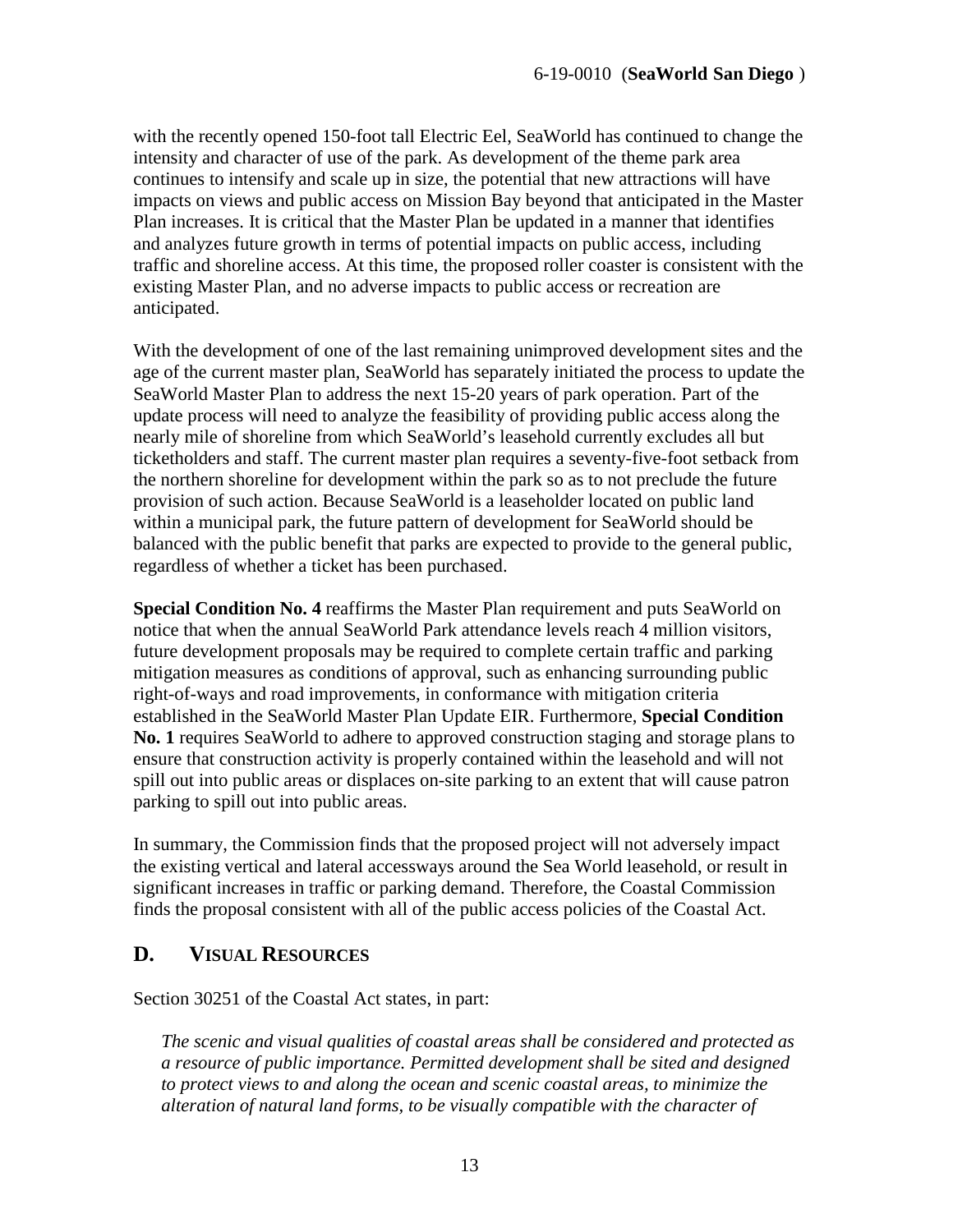with the recently opened 150-foot tall Electric Eel, SeaWorld has continued to change the intensity and character of use of the park. As development of the theme park area continues to intensify and scale up in size, the potential that new attractions will have impacts on views and public access on Mission Bay beyond that anticipated in the Master Plan increases. It is critical that the Master Plan be updated in a manner that identifies and analyzes future growth in terms of potential impacts on public access, including traffic and shoreline access. At this time, the proposed roller coaster is consistent with the existing Master Plan, and no adverse impacts to public access or recreation are anticipated.

With the development of one of the last remaining unimproved development sites and the age of the current master plan, SeaWorld has separately initiated the process to update the SeaWorld Master Plan to address the next 15-20 years of park operation. Part of the update process will need to analyze the feasibility of providing public access along the nearly mile of shoreline from which SeaWorld's leasehold currently excludes all but ticketholders and staff. The current master plan requires a seventy-five-foot setback from the northern shoreline for development within the park so as to not preclude the future provision of such action. Because SeaWorld is a leaseholder located on public land within a municipal park, the future pattern of development for SeaWorld should be balanced with the public benefit that parks are expected to provide to the general public, regardless of whether a ticket has been purchased.

**Special Condition No. 4** reaffirms the Master Plan requirement and puts SeaWorld on notice that when the annual SeaWorld Park attendance levels reach 4 million visitors, future development proposals may be required to complete certain traffic and parking mitigation measures as conditions of approval, such as enhancing surrounding public right-of-ways and road improvements, in conformance with mitigation criteria established in the SeaWorld Master Plan Update EIR. Furthermore, **Special Condition No. 1** requires SeaWorld to adhere to approved construction staging and storage plans to ensure that construction activity is properly contained within the leasehold and will not spill out into public areas or displaces on-site parking to an extent that will cause patron parking to spill out into public areas.

In summary, the Commission finds that the proposed project will not adversely impact the existing vertical and lateral accessways around the Sea World leasehold, or result in significant increases in traffic or parking demand. Therefore, the Coastal Commission finds the proposal consistent with all of the public access policies of the Coastal Act.

## D. VISUAL RESOURCES

Section 30251 of the Coastal Act states, in part:

> *The scenic and visual qualities of coastal areas shall be considered and protected as a resource of public importance. Permitted development shall be sited and designed to protect views to and along the ocean and scenic coastal areas, to minimize the alteration of natural land forms, to be visually compatible with the character of*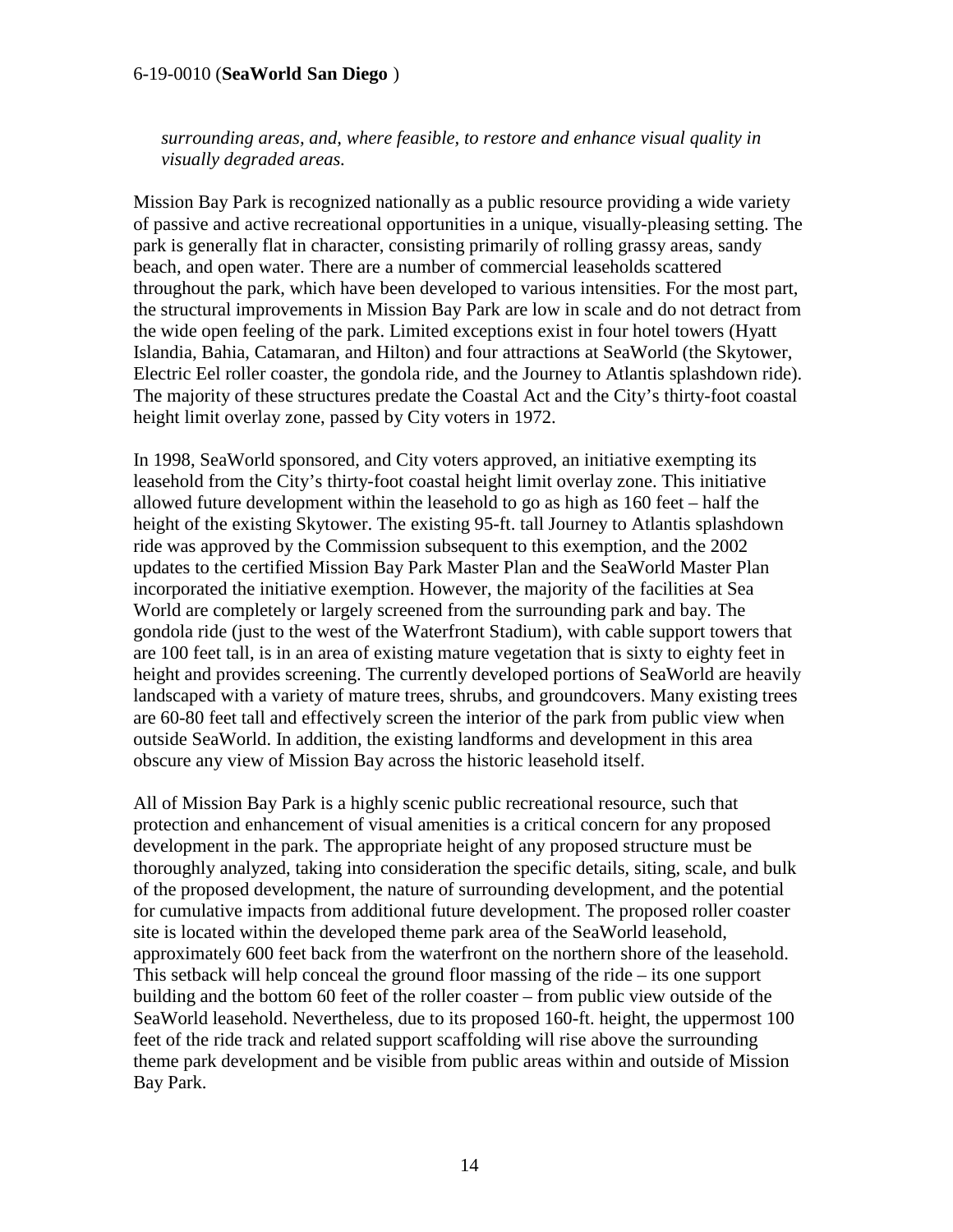*surrounding areas, and, where feasible, to restore and enhance visual quality in visually degraded areas.*

Mission Bay Park is recognized nationally as a public resource providing a wide variety of passive and active recreational opportunities in a unique, visually-pleasing setting. The park is generally flat in character, consisting primarily of rolling grassy areas, sandy beach, and open water. There are a number of commercial leaseholds scattered throughout the park, which have been developed to various intensities. For the most part, the structural improvements in Mission Bay Park are low in scale and do not detract from the wide open feeling of the park. Limited exceptions exist in four hotel towers (Hyatt Islandia, Bahia, Catamaran, and Hilton) and four attractions at SeaWorld (the Skytower, Electric Eel roller coaster, the gondola ride, and the Journey to Atlantis splashdown ride). The majority of these structures predate the Coastal Act and the City's thirty-foot coastal height limit overlay zone, passed by City voters in 1972.

In 1998, SeaWorld sponsored, and City voters approved, an initiative exempting its leasehold from the City's thirty-foot coastal height limit overlay zone. This initiative allowed future development within the leasehold to go as high as 160 feet – half the height of the existing Skytower. The existing 95-ft. tall Journey to Atlantis splashdown ride was approved by the Commission subsequent to this exemption, and the 2002 updates to the certified Mission Bay Park Master Plan and the SeaWorld Master Plan incorporated the initiative exemption. However, the majority of the facilities at Sea World are completely or largely screened from the surrounding park and bay. The gondola ride (just to the west of the Waterfront Stadium), with cable support towers that are 100 feet tall, is in an area of existing mature vegetation that is sixty to eighty feet in height and provides screening. The currently developed portions of SeaWorld are heavily landscaped with a variety of mature trees, shrubs, and groundcovers. Many existing trees are 60-80 feet tall and effectively screen the interior of the park from public view when outside SeaWorld. In addition, the existing landforms and development in this area obscure any view of Mission Bay across the historic leasehold itself.

All of Mission Bay Park is a highly scenic public recreational resource, such that protection and enhancement of visual amenities is a critical concern for any proposed development in the park. The appropriate height of any proposed structure must be thoroughly analyzed, taking into consideration the specific details, siting, scale, and bulk of the proposed development, the nature of surrounding development, and the potential for cumulative impacts from additional future development. The proposed roller coaster site is located within the developed theme park area of the SeaWorld leasehold, approximately 600 feet back from the waterfront on the northern shore of the leasehold. This setback will help conceal the ground floor massing of the ride – its one support building and the bottom 60 feet of the roller coaster – from public view outside of the SeaWorld leasehold. Nevertheless, due to its proposed 160-ft. height, the uppermost 100 feet of the ride track and related support scaffolding will rise above the surrounding theme park development and be visible from public areas within and outside of Mission Bay Park.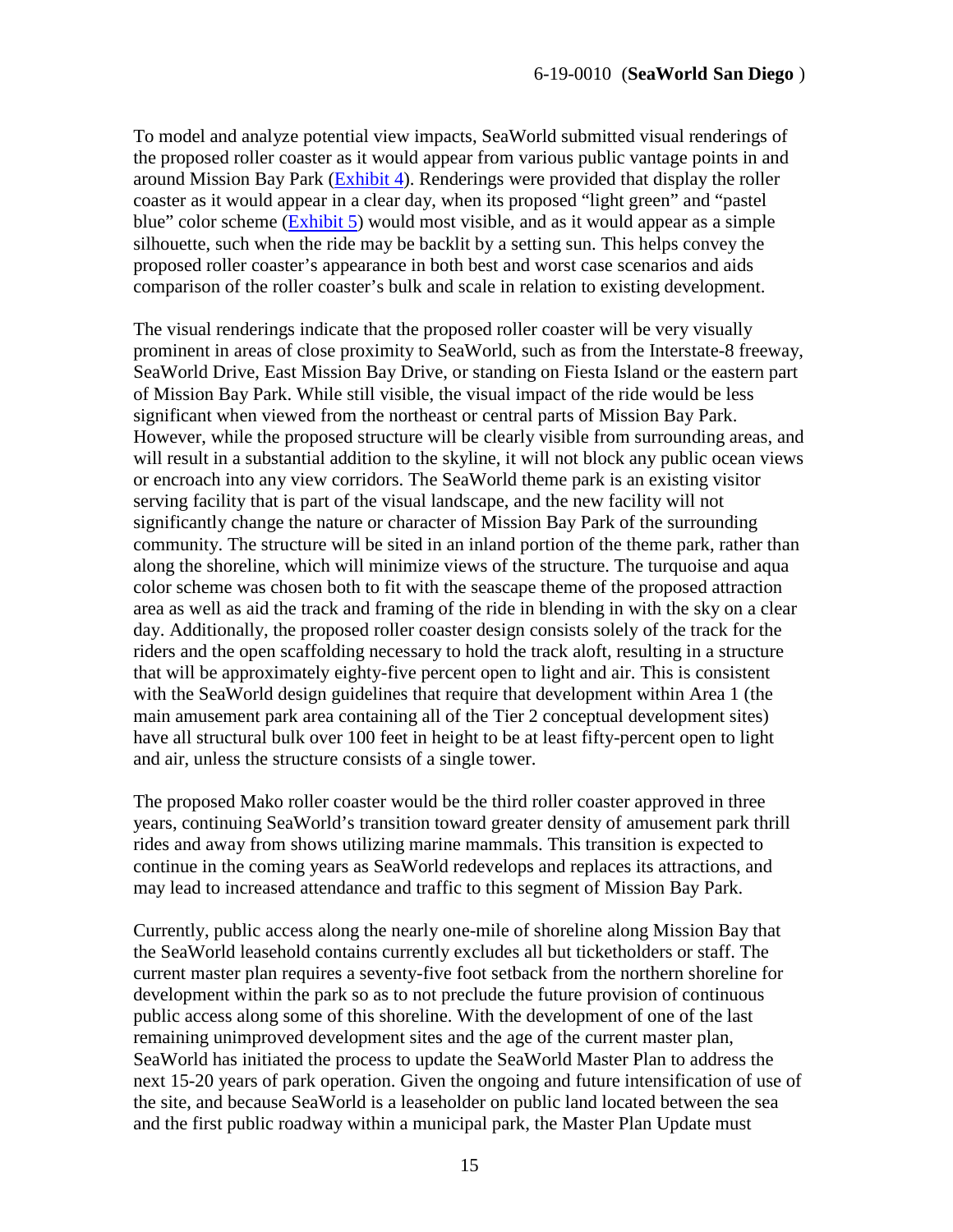To model and analyze potential view impacts, SeaWorld submitted visual renderings of the proposed roller coaster as it would appear from various public vantage points in and around Mission Bay Park (Exhibit 4). Renderings were provided that display the roller coaster as it would appear in a clear day, when its proposed "light green" and "pastel blue" color scheme (Exhibit 5) would most visible, and as it would appear as a simple silhouette, such when the ride may be backlit by a setting sun. This helps convey the proposed roller coaster's appearance in both best and worst case scenarios and aids comparison of the roller coaster's bulk and scale in relation to existing development.

The visual renderings indicate that the proposed roller coaster will be very visually prominent in areas of close proximity to SeaWorld, such as from the Interstate-8 freeway, SeaWorld Drive, East Mission Bay Drive, or standing on Fiesta Island or the eastern part of Mission Bay Park. While still visible, the visual impact of the ride would be less significant when viewed from the northeast or central parts of Mission Bay Park. However, while the proposed structure will be clearly visible from surrounding areas, and will result in a substantial addition to the skyline, it will not block any public ocean views or encroach into any view corridors. The SeaWorld theme park is an existing visitor serving facility that is part of the visual landscape, and the new facility will not significantly change the nature or character of Mission Bay Park of the surrounding community. The structure will be sited in an inland portion of the theme park, rather than along the shoreline, which will minimize views of the structure. The turquoise and aqua color scheme was chosen both to fit with the seascape theme of the proposed attraction area as well as aid the track and framing of the ride in blending in with the sky on a clear day. Additionally, the proposed roller coaster design consists solely of the track for the riders and the open scaffolding necessary to hold the track aloft, resulting in a structure that will be approximately eighty-five percent open to light and air. This is consistent with the SeaWorld design guidelines that require that development within Area 1 (the main amusement park area containing all of the Tier 2 conceptual development sites) have all structural bulk over 100 feet in height to be at least fifty-percent open to light and air, unless the structure consists of a single tower.

The proposed Mako roller coaster would be the third roller coaster approved in three years, continuing SeaWorld's transition toward greater density of amusement park thrill rides and away from shows utilizing marine mammals. This transition is expected to continue in the coming years as SeaWorld redevelops and replaces its attractions, and may lead to increased attendance and traffic to this segment of Mission Bay Park.

Currently, public access along the nearly one-mile of shoreline along Mission Bay that the SeaWorld leasehold contains currently excludes all but ticketholders or staff. The current master plan requires a seventy-five foot setback from the northern shoreline for development within the park so as to not preclude the future provision of continuous public access along some of this shoreline. With the development of one of the last remaining unimproved development sites and the age of the current master plan, SeaWorld has initiated the process to update the SeaWorld Master Plan to address the next 15-20 years of park operation. Given the ongoing and future intensification of use of the site, and because SeaWorld is a leaseholder on public land located between the sea and the first public roadway within a municipal park, the Master Plan Update must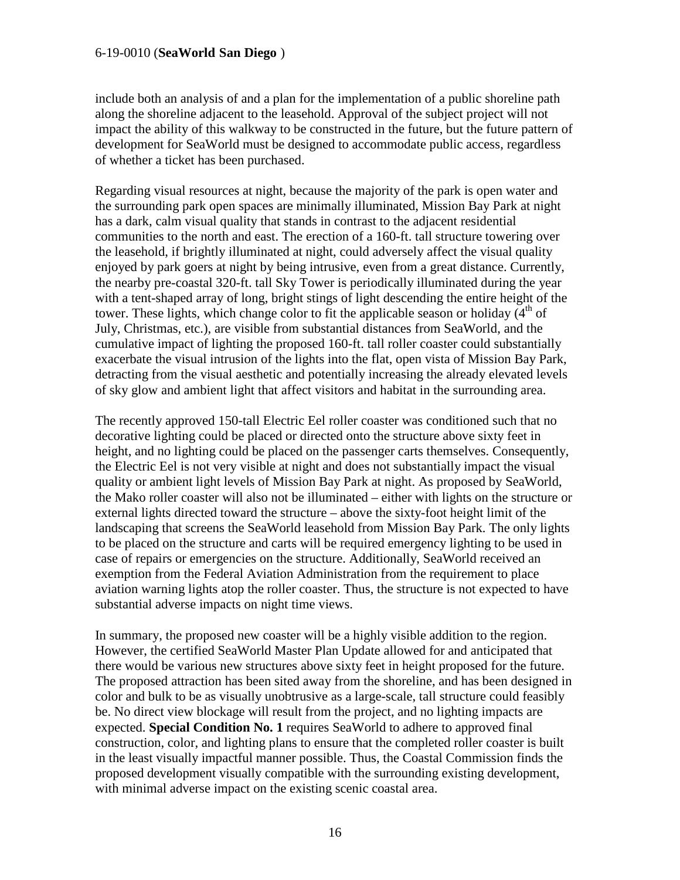include both an analysis of and a plan for the implementation of a public shoreline path along the shoreline adjacent to the leasehold. Approval of the subject project will not impact the ability of this walkway to be constructed in the future, but the future pattern of development for SeaWorld must be designed to accommodate public access, regardless of whether a ticket has been purchased.

Regarding visual resources at night, because the majority of the park is open water and the surrounding park open spaces are minimally illuminated, Mission Bay Park at night has a dark, calm visual quality that stands in contrast to the adjacent residential communities to the north and east. The erection of a 160-ft. tall structure towering over the leasehold, if brightly illuminated at night, could adversely affect the visual quality enjoyed by park goers at night by being intrusive, even from a great distance. Currently, the nearby pre-coastal 320-ft. tall Sky Tower is periodically illuminated during the year with a tent-shaped array of long, bright stings of light descending the entire height of the tower. These lights, which change color to fit the applicable season or holiday (4th of July, Christmas, etc.), are visible from substantial distances from SeaWorld, and the cumulative impact of lighting the proposed 160-ft. tall roller coaster could substantially exacerbate the visual intrusion of the lights into the flat, open vista of Mission Bay Park, detracting from the visual aesthetic and potentially increasing the already elevated levels of sky glow and ambient light that affect visitors and habitat in the surrounding area.

The recently approved 150-tall Electric Eel roller coaster was conditioned such that no decorative lighting could be placed or directed onto the structure above sixty feet in height, and no lighting could be placed on the passenger carts themselves. Consequently, the Electric Eel is not very visible at night and does not substantially impact the visual quality or ambient light levels of Mission Bay Park at night. As proposed by SeaWorld, the Mako roller coaster will also not be illuminated – either with lights on the structure or external lights directed toward the structure – above the sixty-foot height limit of the landscaping that screens the SeaWorld leasehold from Mission Bay Park. The only lights to be placed on the structure and carts will be required emergency lighting to be used in case of repairs or emergencies on the structure. Additionally, SeaWorld received an exemption from the Federal Aviation Administration from the requirement to place aviation warning lights atop the roller coaster. Thus, the structure is not expected to have substantial adverse impacts on night time views.

In summary, the proposed new coaster will be a highly visible addition to the region. However, the certified SeaWorld Master Plan Update allowed for and anticipated that there would be various new structures above sixty feet in height proposed for the future. The proposed attraction has been sited away from the shoreline, and has been designed in color and bulk to be as visually unobtrusive as a large-scale, tall structure could feasibly be. No direct view blockage will result from the project, and no lighting impacts are expected. **Special Condition No. 1** requires SeaWorld to adhere to approved final construction, color, and lighting plans to ensure that the completed roller coaster is built in the least visually impactful manner possible. Thus, the Coastal Commission finds the proposed development visually compatible with the surrounding existing development, with minimal adverse impact on the existing scenic coastal area.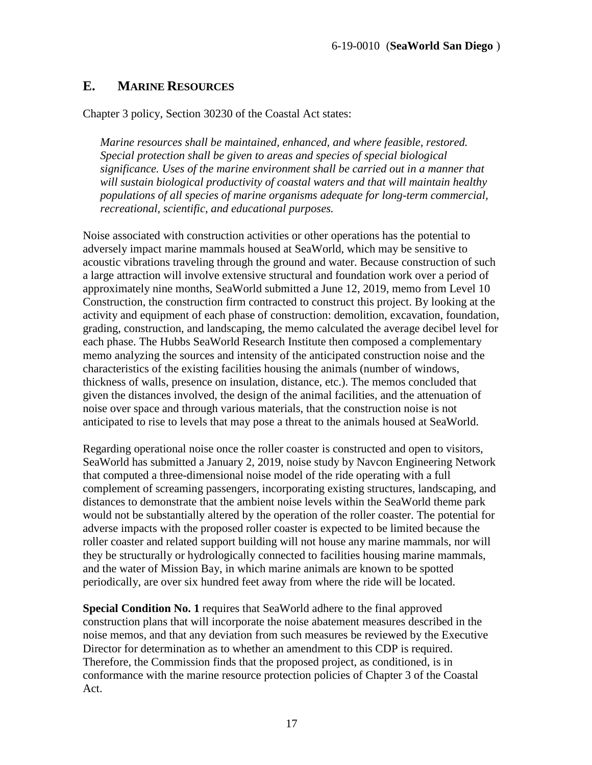## E. MARINE RESOURCES

Chapter 3 policy, Section 30230 of the Coastal Act states:

> *Marine resources shall be maintained, enhanced, and where feasible, restored. Special protection shall be given to areas and species of special biological significance. Uses of the marine environment shall be carried out in a manner that will sustain biological productivity of coastal waters and that will maintain healthy populations of all species of marine organisms adequate for long-term commercial, recreational, scientific, and educational purposes.*

Noise associated with construction activities or other operations has the potential to adversely impact marine mammals housed at SeaWorld, which may be sensitive to acoustic vibrations traveling through the ground and water. Because construction of such a large attraction will involve extensive structural and foundation work over a period of approximately nine months, SeaWorld submitted a June 12, 2019, memo from Level 10 Construction, the construction firm contracted to construct this project. By looking at the activity and equipment of each phase of construction: demolition, excavation, foundation, grading, construction, and landscaping, the memo calculated the average decibel level for each phase. The Hubbs SeaWorld Research Institute then composed a complementary memo analyzing the sources and intensity of the anticipated construction noise and the characteristics of the existing facilities housing the animals (number of windows, thickness of walls, presence on insulation, distance, etc.). The memos concluded that given the distances involved, the design of the animal facilities, and the attenuation of noise over space and through various materials, that the construction noise is not anticipated to rise to levels that may pose a threat to the animals housed at SeaWorld.

Regarding operational noise once the roller coaster is constructed and open to visitors, SeaWorld has submitted a January 2, 2019, noise study by Navcon Engineering Network that computed a three-dimensional noise model of the ride operating with a full complement of screaming passengers, incorporating existing structures, landscaping, and distances to demonstrate that the ambient noise levels within the SeaWorld theme park would not be substantially altered by the operation of the roller coaster. The potential for adverse impacts with the proposed roller coaster is expected to be limited because the roller coaster and related support building will not house any marine mammals, nor will they be structurally or hydrologically connected to facilities housing marine mammals, and the water of Mission Bay, in which marine animals are known to be spotted periodically, are over six hundred feet away from where the ride will be located.

**Special Condition No. 1** requires that SeaWorld adhere to the final approved construction plans that will incorporate the noise abatement measures described in the noise memos, and that any deviation from such measures be reviewed by the Executive Director for determination as to whether an amendment to this CDP is required. Therefore, the Commission finds that the proposed project, as conditioned, is in conformance with the marine resource protection policies of Chapter 3 of the Coastal Act.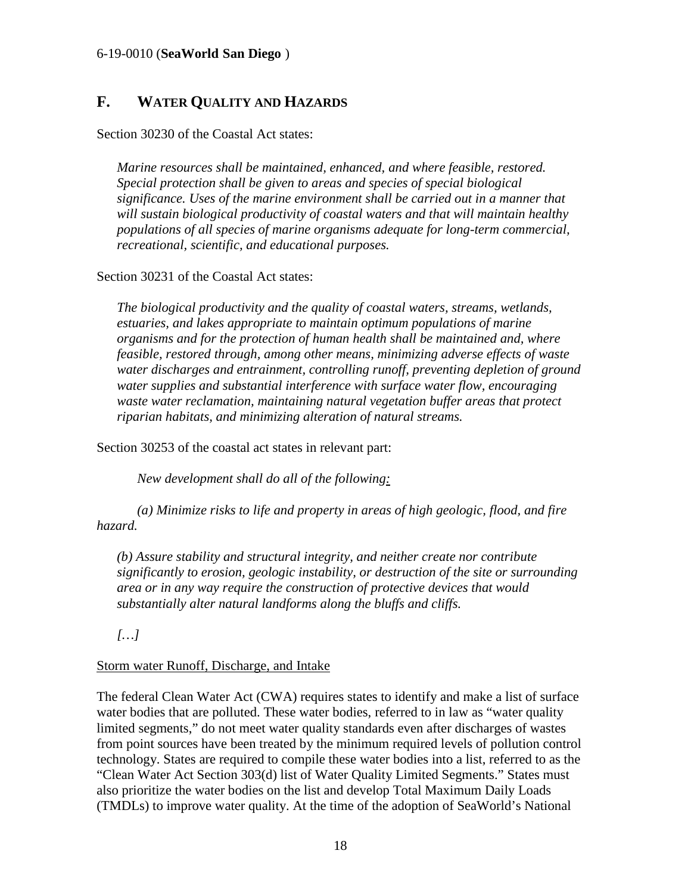## F. WATER QUALITY AND HAZARDS

Section 30230 of the Coastal Act states:

> *Marine resources shall be maintained, enhanced, and where feasible, restored. Special protection shall be given to areas and species of special biological significance. Uses of the marine environment shall be carried out in a manner that will sustain biological productivity of coastal waters and that will maintain healthy populations of all species of marine organisms adequate for long-term commercial, recreational, scientific, and educational purposes.*

Section 30231 of the Coastal Act states:

> *The biological productivity and the quality of coastal waters, streams, wetlands, estuaries, and lakes appropriate to maintain optimum populations of marine organisms and for the protection of human health shall be maintained and, where feasible, restored through, among other means, minimizing adverse effects of waste water discharges and entrainment, controlling runoff, preventing depletion of ground water supplies and substantial interference with surface water flow, encouraging waste water reclamation, maintaining natural vegetation buffer areas that protect riparian habitats, and minimizing alteration of natural streams.*

Section 30253 of the coastal act states in relevant part:

> *New development shall do all of the following:*
>
> *(a) Minimize risks to life and property in areas of high geologic, flood, and fire hazard.*
>
> *(b) Assure stability and structural integrity, and neither create nor contribute significantly to erosion, geologic instability, or destruction of the site or surrounding area or in any way require the construction of protective devices that would substantially alter natural landforms along the bluffs and cliffs.*
>
> *[…]*

Storm water Runoff, Discharge, and Intake

The federal Clean Water Act (CWA) requires states to identify and make a list of surface water bodies that are polluted. These water bodies, referred to in law as "water quality limited segments," do not meet water quality standards even after discharges of wastes from point sources have been treated by the minimum required levels of pollution control technology. States are required to compile these water bodies into a list, referred to as the "Clean Water Act Section 303(d) list of Water Quality Limited Segments." States must also prioritize the water bodies on the list and develop Total Maximum Daily Loads (TMDLs) to improve water quality. At the time of the adoption of SeaWorld's National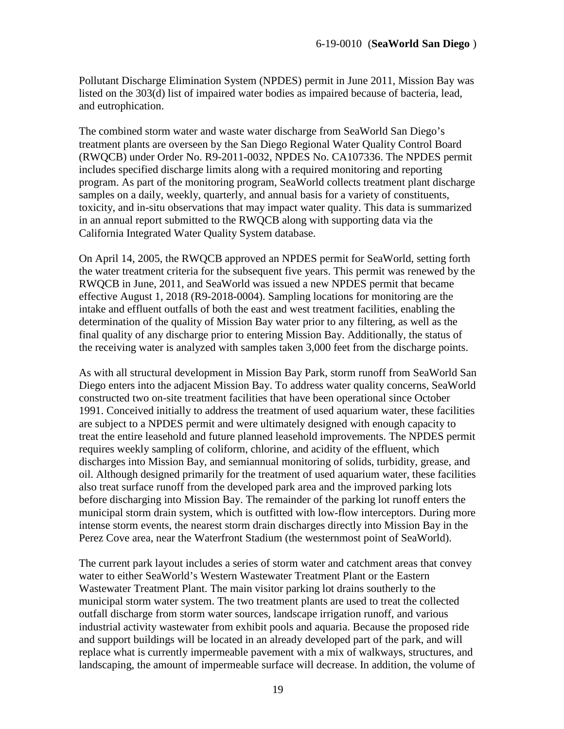Pollutant Discharge Elimination System (NPDES) permit in June 2011, Mission Bay was listed on the 303(d) list of impaired water bodies as impaired because of bacteria, lead, and eutrophication.

The combined storm water and waste water discharge from SeaWorld San Diego's treatment plants are overseen by the San Diego Regional Water Quality Control Board (RWQCB) under Order No. R9-2011-0032, NPDES No. CA107336. The NPDES permit includes specified discharge limits along with a required monitoring and reporting program. As part of the monitoring program, SeaWorld collects treatment plant discharge samples on a daily, weekly, quarterly, and annual basis for a variety of constituents, toxicity, and in-situ observations that may impact water quality. This data is summarized in an annual report submitted to the RWQCB along with supporting data via the California Integrated Water Quality System database.

On April 14, 2005, the RWQCB approved an NPDES permit for SeaWorld, setting forth the water treatment criteria for the subsequent five years. This permit was renewed by the RWQCB in June, 2011, and SeaWorld was issued a new NPDES permit that became effective August 1, 2018 (R9-2018-0004). Sampling locations for monitoring are the intake and effluent outfalls of both the east and west treatment facilities, enabling the determination of the quality of Mission Bay water prior to any filtering, as well as the final quality of any discharge prior to entering Mission Bay. Additionally, the status of the receiving water is analyzed with samples taken 3,000 feet from the discharge points.

As with all structural development in Mission Bay Park, storm runoff from SeaWorld San Diego enters into the adjacent Mission Bay. To address water quality concerns, SeaWorld constructed two on-site treatment facilities that have been operational since October 1991. Conceived initially to address the treatment of used aquarium water, these facilities are subject to a NPDES permit and were ultimately designed with enough capacity to treat the entire leasehold and future planned leasehold improvements. The NPDES permit requires weekly sampling of coliform, chlorine, and acidity of the effluent, which discharges into Mission Bay, and semiannual monitoring of solids, turbidity, grease, and oil. Although designed primarily for the treatment of used aquarium water, these facilities also treat surface runoff from the developed park area and the improved parking lots before discharging into Mission Bay. The remainder of the parking lot runoff enters the municipal storm drain system, which is outfitted with low-flow interceptors. During more intense storm events, the nearest storm drain discharges directly into Mission Bay in the Perez Cove area, near the Waterfront Stadium (the westernmost point of SeaWorld).

The current park layout includes a series of storm water and catchment areas that convey water to either SeaWorld's Western Wastewater Treatment Plant or the Eastern Wastewater Treatment Plant. The main visitor parking lot drains southerly to the municipal storm water system. The two treatment plants are used to treat the collected outfall discharge from storm water sources, landscape irrigation runoff, and various industrial activity wastewater from exhibit pools and aquaria. Because the proposed ride and support buildings will be located in an already developed part of the park, and will replace what is currently impermeable pavement with a mix of walkways, structures, and landscaping, the amount of impermeable surface will decrease. In addition, the volume of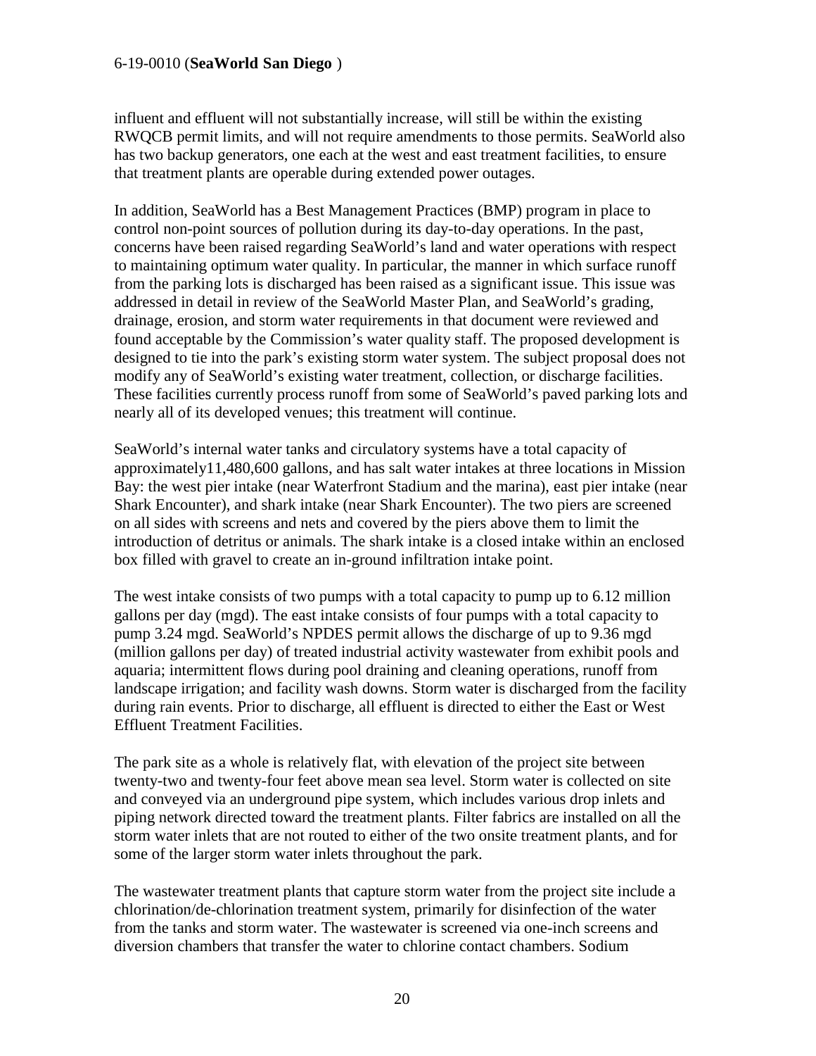influent and effluent will not substantially increase, will still be within the existing RWQCB permit limits, and will not require amendments to those permits. SeaWorld also has two backup generators, one each at the west and east treatment facilities, to ensure that treatment plants are operable during extended power outages.

In addition, SeaWorld has a Best Management Practices (BMP) program in place to control non-point sources of pollution during its day-to-day operations. In the past, concerns have been raised regarding SeaWorld's land and water operations with respect to maintaining optimum water quality. In particular, the manner in which surface runoff from the parking lots is discharged has been raised as a significant issue. This issue was addressed in detail in review of the SeaWorld Master Plan, and SeaWorld's grading, drainage, erosion, and storm water requirements in that document were reviewed and found acceptable by the Commission's water quality staff. The proposed development is designed to tie into the park's existing storm water system. The subject proposal does not modify any of SeaWorld's existing water treatment, collection, or discharge facilities. These facilities currently process runoff from some of SeaWorld's paved parking lots and nearly all of its developed venues; this treatment will continue.

SeaWorld's internal water tanks and circulatory systems have a total capacity of approximately11,480,600 gallons, and has salt water intakes at three locations in Mission Bay: the west pier intake (near Waterfront Stadium and the marina), east pier intake (near Shark Encounter), and shark intake (near Shark Encounter). The two piers are screened on all sides with screens and nets and covered by the piers above them to limit the introduction of detritus or animals. The shark intake is a closed intake within an enclosed box filled with gravel to create an in-ground infiltration intake point.

The west intake consists of two pumps with a total capacity to pump up to 6.12 million gallons per day (mgd). The east intake consists of four pumps with a total capacity to pump 3.24 mgd. SeaWorld's NPDES permit allows the discharge of up to 9.36 mgd (million gallons per day) of treated industrial activity wastewater from exhibit pools and aquaria; intermittent flows during pool draining and cleaning operations, runoff from landscape irrigation; and facility wash downs. Storm water is discharged from the facility during rain events. Prior to discharge, all effluent is directed to either the East or West Effluent Treatment Facilities.

The park site as a whole is relatively flat, with elevation of the project site between twenty-two and twenty-four feet above mean sea level. Storm water is collected on site and conveyed via an underground pipe system, which includes various drop inlets and piping network directed toward the treatment plants. Filter fabrics are installed on all the storm water inlets that are not routed to either of the two onsite treatment plants, and for some of the larger storm water inlets throughout the park.

The wastewater treatment plants that capture storm water from the project site include a chlorination/de-chlorination treatment system, primarily for disinfection of the water from the tanks and storm water. The wastewater is screened via one-inch screens and diversion chambers that transfer the water to chlorine contact chambers. Sodium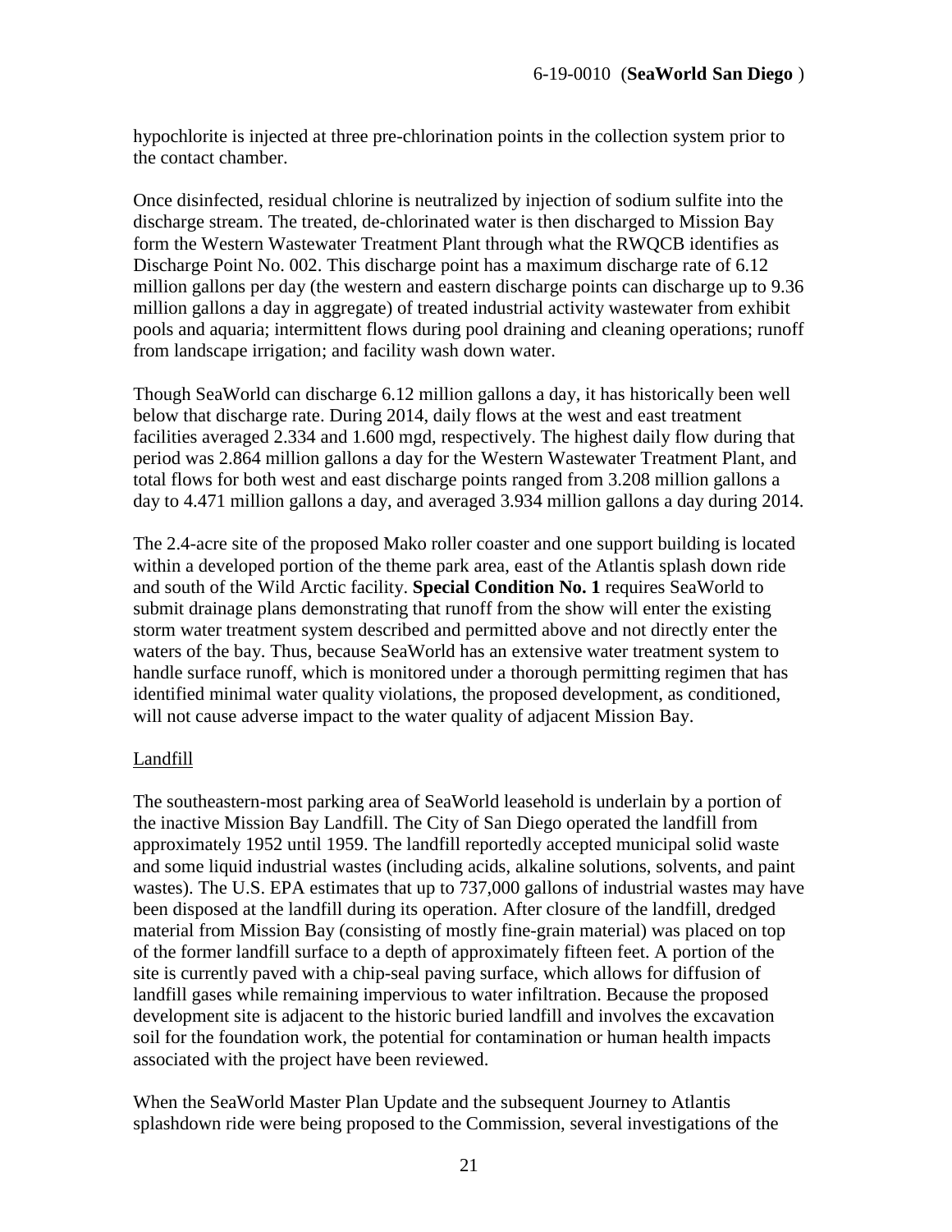hypochlorite is injected at three pre-chlorination points in the collection system prior to the contact chamber.

Once disinfected, residual chlorine is neutralized by injection of sodium sulfite into the discharge stream. The treated, de-chlorinated water is then discharged to Mission Bay form the Western Wastewater Treatment Plant through what the RWQCB identifies as Discharge Point No. 002. This discharge point has a maximum discharge rate of 6.12 million gallons per day (the western and eastern discharge points can discharge up to 9.36 million gallons a day in aggregate) of treated industrial activity wastewater from exhibit pools and aquaria; intermittent flows during pool draining and cleaning operations; runoff from landscape irrigation; and facility wash down water.

Though SeaWorld can discharge 6.12 million gallons a day, it has historically been well below that discharge rate. During 2014, daily flows at the west and east treatment facilities averaged 2.334 and 1.600 mgd, respectively. The highest daily flow during that period was 2.864 million gallons a day for the Western Wastewater Treatment Plant, and total flows for both west and east discharge points ranged from 3.208 million gallons a day to 4.471 million gallons a day, and averaged 3.934 million gallons a day during 2014.

The 2.4-acre site of the proposed Mako roller coaster and one support building is located within a developed portion of the theme park area, east of the Atlantis splash down ride and south of the Wild Arctic facility. **Special Condition No. 1** requires SeaWorld to submit drainage plans demonstrating that runoff from the show will enter the existing storm water treatment system described and permitted above and not directly enter the waters of the bay. Thus, because SeaWorld has an extensive water treatment system to handle surface runoff, which is monitored under a thorough permitting regimen that has identified minimal water quality violations, the proposed development, as conditioned, will not cause adverse impact to the water quality of adjacent Mission Bay.

Landfill

The southeastern-most parking area of SeaWorld leasehold is underlain by a portion of the inactive Mission Bay Landfill. The City of San Diego operated the landfill from approximately 1952 until 1959. The landfill reportedly accepted municipal solid waste and some liquid industrial wastes (including acids, alkaline solutions, solvents, and paint wastes). The U.S. EPA estimates that up to 737,000 gallons of industrial wastes may have been disposed at the landfill during its operation. After closure of the landfill, dredged material from Mission Bay (consisting of mostly fine-grain material) was placed on top of the former landfill surface to a depth of approximately fifteen feet. A portion of the site is currently paved with a chip-seal paving surface, which allows for diffusion of landfill gases while remaining impervious to water infiltration. Because the proposed development site is adjacent to the historic buried landfill and involves the excavation soil for the foundation work, the potential for contamination or human health impacts associated with the project have been reviewed.

When the SeaWorld Master Plan Update and the subsequent Journey to Atlantis splashdown ride were being proposed to the Commission, several investigations of the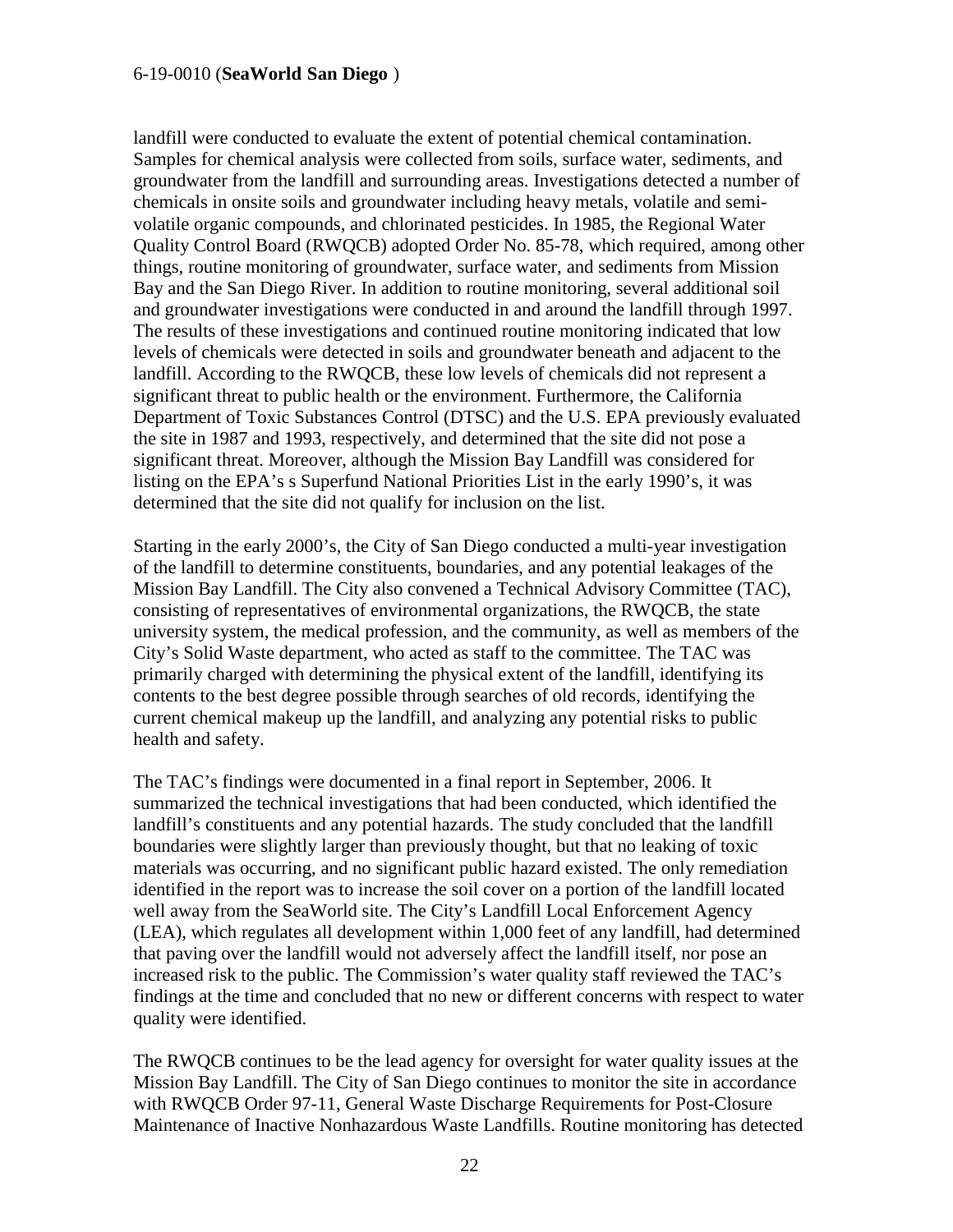landfill were conducted to evaluate the extent of potential chemical contamination. Samples for chemical analysis were collected from soils, surface water, sediments, and groundwater from the landfill and surrounding areas. Investigations detected a number of chemicals in onsite soils and groundwater including heavy metals, volatile and semi-volatile organic compounds, and chlorinated pesticides. In 1985, the Regional Water Quality Control Board (RWQCB) adopted Order No. 85-78, which required, among other things, routine monitoring of groundwater, surface water, and sediments from Mission Bay and the San Diego River. In addition to routine monitoring, several additional soil and groundwater investigations were conducted in and around the landfill through 1997. The results of these investigations and continued routine monitoring indicated that low levels of chemicals were detected in soils and groundwater beneath and adjacent to the landfill. According to the RWQCB, these low levels of chemicals did not represent a significant threat to public health or the environment. Furthermore, the California Department of Toxic Substances Control (DTSC) and the U.S. EPA previously evaluated the site in 1987 and 1993, respectively, and determined that the site did not pose a significant threat. Moreover, although the Mission Bay Landfill was considered for listing on the EPA's s Superfund National Priorities List in the early 1990's, it was determined that the site did not qualify for inclusion on the list.

Starting in the early 2000's, the City of San Diego conducted a multi-year investigation of the landfill to determine constituents, boundaries, and any potential leakages of the Mission Bay Landfill. The City also convened a Technical Advisory Committee (TAC), consisting of representatives of environmental organizations, the RWQCB, the state university system, the medical profession, and the community, as well as members of the City's Solid Waste department, who acted as staff to the committee. The TAC was primarily charged with determining the physical extent of the landfill, identifying its contents to the best degree possible through searches of old records, identifying the current chemical makeup up the landfill, and analyzing any potential risks to public health and safety.

The TAC's findings were documented in a final report in September, 2006. It summarized the technical investigations that had been conducted, which identified the landfill's constituents and any potential hazards. The study concluded that the landfill boundaries were slightly larger than previously thought, but that no leaking of toxic materials was occurring, and no significant public hazard existed. The only remediation identified in the report was to increase the soil cover on a portion of the landfill located well away from the SeaWorld site. The City's Landfill Local Enforcement Agency (LEA), which regulates all development within 1,000 feet of any landfill, had determined that paving over the landfill would not adversely affect the landfill itself, nor pose an increased risk to the public. The Commission's water quality staff reviewed the TAC's findings at the time and concluded that no new or different concerns with respect to water quality were identified.

The RWQCB continues to be the lead agency for oversight for water quality issues at the Mission Bay Landfill. The City of San Diego continues to monitor the site in accordance with RWQCB Order 97-11, General Waste Discharge Requirements for Post-Closure Maintenance of Inactive Nonhazardous Waste Landfills. Routine monitoring has detected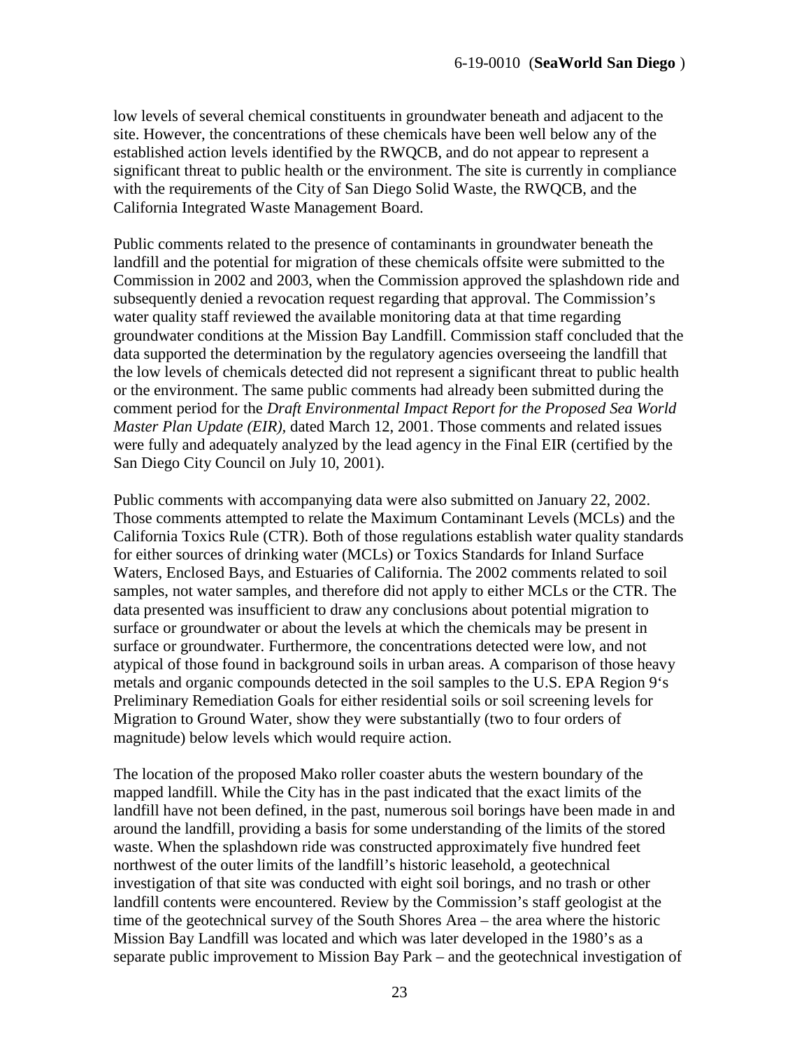low levels of several chemical constituents in groundwater beneath and adjacent to the site. However, the concentrations of these chemicals have been well below any of the established action levels identified by the RWQCB, and do not appear to represent a significant threat to public health or the environment. The site is currently in compliance with the requirements of the City of San Diego Solid Waste, the RWQCB, and the California Integrated Waste Management Board.

Public comments related to the presence of contaminants in groundwater beneath the landfill and the potential for migration of these chemicals offsite were submitted to the Commission in 2002 and 2003, when the Commission approved the splashdown ride and subsequently denied a revocation request regarding that approval. The Commission's water quality staff reviewed the available monitoring data at that time regarding groundwater conditions at the Mission Bay Landfill. Commission staff concluded that the data supported the determination by the regulatory agencies overseeing the landfill that the low levels of chemicals detected did not represent a significant threat to public health or the environment. The same public comments had already been submitted during the comment period for the *Draft Environmental Impact Report for the Proposed Sea World Master Plan Update (EIR),* dated March 12, 2001. Those comments and related issues were fully and adequately analyzed by the lead agency in the Final EIR (certified by the San Diego City Council on July 10, 2001).

Public comments with accompanying data were also submitted on January 22, 2002. Those comments attempted to relate the Maximum Contaminant Levels (MCLs) and the California Toxics Rule (CTR). Both of those regulations establish water quality standards for either sources of drinking water (MCLs) or Toxics Standards for Inland Surface Waters, Enclosed Bays, and Estuaries of California. The 2002 comments related to soil samples, not water samples, and therefore did not apply to either MCLs or the CTR. The data presented was insufficient to draw any conclusions about potential migration to surface or groundwater or about the levels at which the chemicals may be present in surface or groundwater. Furthermore, the concentrations detected were low, and not atypical of those found in background soils in urban areas. A comparison of those heavy metals and organic compounds detected in the soil samples to the U.S. EPA Region 9's Preliminary Remediation Goals for either residential soils or soil screening levels for Migration to Ground Water, show they were substantially (two to four orders of magnitude) below levels which would require action.

The location of the proposed Mako roller coaster abuts the western boundary of the mapped landfill. While the City has in the past indicated that the exact limits of the landfill have not been defined, in the past, numerous soil borings have been made in and around the landfill, providing a basis for some understanding of the limits of the stored waste. When the splashdown ride was constructed approximately five hundred feet northwest of the outer limits of the landfill's historic leasehold, a geotechnical investigation of that site was conducted with eight soil borings, and no trash or other landfill contents were encountered. Review by the Commission's staff geologist at the time of the geotechnical survey of the South Shores Area – the area where the historic Mission Bay Landfill was located and which was later developed in the 1980's as a separate public improvement to Mission Bay Park – and the geotechnical investigation of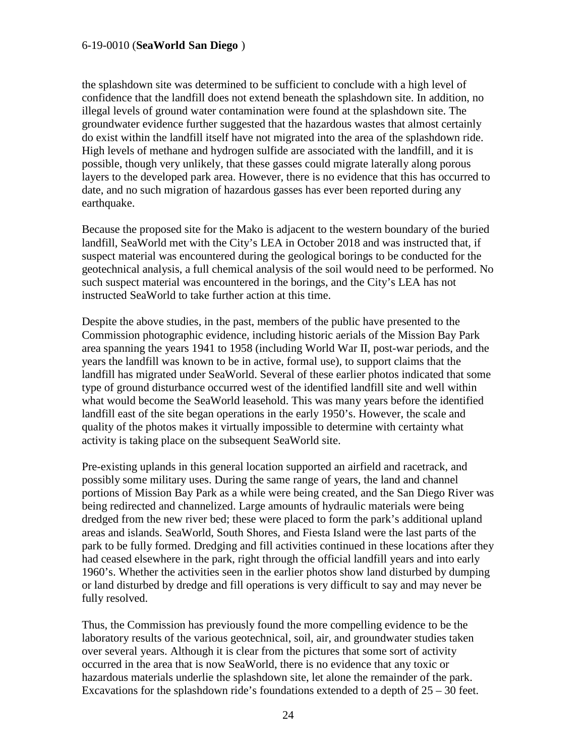the splashdown site was determined to be sufficient to conclude with a high level of confidence that the landfill does not extend beneath the splashdown site. In addition, no illegal levels of ground water contamination were found at the splashdown site. The groundwater evidence further suggested that the hazardous wastes that almost certainly do exist within the landfill itself have not migrated into the area of the splashdown ride. High levels of methane and hydrogen sulfide are associated with the landfill, and it is possible, though very unlikely, that these gasses could migrate laterally along porous layers to the developed park area. However, there is no evidence that this has occurred to date, and no such migration of hazardous gasses has ever been reported during any earthquake.

Because the proposed site for the Mako is adjacent to the western boundary of the buried landfill, SeaWorld met with the City's LEA in October 2018 and was instructed that, if suspect material was encountered during the geological borings to be conducted for the geotechnical analysis, a full chemical analysis of the soil would need to be performed. No such suspect material was encountered in the borings, and the City's LEA has not instructed SeaWorld to take further action at this time.

Despite the above studies, in the past, members of the public have presented to the Commission photographic evidence, including historic aerials of the Mission Bay Park area spanning the years 1941 to 1958 (including World War II, post-war periods, and the years the landfill was known to be in active, formal use), to support claims that the landfill has migrated under SeaWorld. Several of these earlier photos indicated that some type of ground disturbance occurred west of the identified landfill site and well within what would become the SeaWorld leasehold. This was many years before the identified landfill east of the site began operations in the early 1950's. However, the scale and quality of the photos makes it virtually impossible to determine with certainty what activity is taking place on the subsequent SeaWorld site.

Pre-existing uplands in this general location supported an airfield and racetrack, and possibly some military uses. During the same range of years, the land and channel portions of Mission Bay Park as a while were being created, and the San Diego River was being redirected and channelized. Large amounts of hydraulic materials were being dredged from the new river bed; these were placed to form the park's additional upland areas and islands. SeaWorld, South Shores, and Fiesta Island were the last parts of the park to be fully formed. Dredging and fill activities continued in these locations after they had ceased elsewhere in the park, right through the official landfill years and into early 1960's. Whether the activities seen in the earlier photos show land disturbed by dumping or land disturbed by dredge and fill operations is very difficult to say and may never be fully resolved.

Thus, the Commission has previously found the more compelling evidence to be the laboratory results of the various geotechnical, soil, air, and groundwater studies taken over several years. Although it is clear from the pictures that some sort of activity occurred in the area that is now SeaWorld, there is no evidence that any toxic or hazardous materials underlie the splashdown site, let alone the remainder of the park. Excavations for the splashdown ride's foundations extended to a depth of 25 – 30 feet.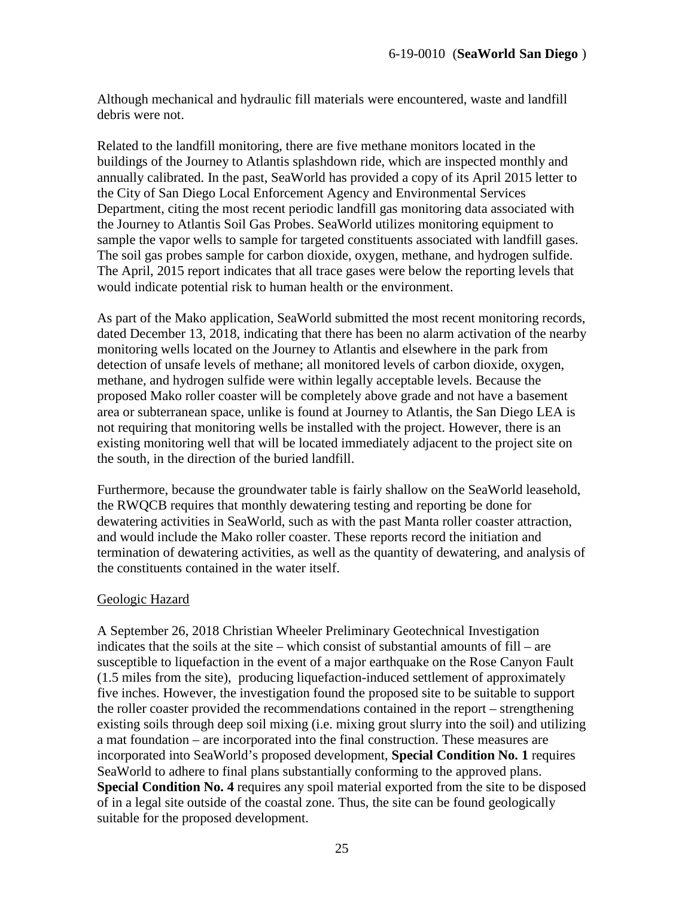Although mechanical and hydraulic fill materials were encountered, waste and landfill debris were not.

Related to the landfill monitoring, there are five methane monitors located in the buildings of the Journey to Atlantis splashdown ride, which are inspected monthly and annually calibrated. In the past, SeaWorld has provided a copy of its April 2015 letter to the City of San Diego Local Enforcement Agency and Environmental Services Department, citing the most recent periodic landfill gas monitoring data associated with the Journey to Atlantis Soil Gas Probes. SeaWorld utilizes monitoring equipment to sample the vapor wells to sample for targeted constituents associated with landfill gases. The soil gas probes sample for carbon dioxide, oxygen, methane, and hydrogen sulfide. The April, 2015 report indicates that all trace gases were below the reporting levels that would indicate potential risk to human health or the environment.

As part of the Mako application, SeaWorld submitted the most recent monitoring records, dated December 13, 2018, indicating that there has been no alarm activation of the nearby monitoring wells located on the Journey to Atlantis and elsewhere in the park from detection of unsafe levels of methane; all monitored levels of carbon dioxide, oxygen, methane, and hydrogen sulfide were within legally acceptable levels. Because the proposed Mako roller coaster will be completely above grade and not have a basement area or subterranean space, unlike is found at Journey to Atlantis, the San Diego LEA is not requiring that monitoring wells be installed with the project. However, there is an existing monitoring well that will be located immediately adjacent to the project site on the south, in the direction of the buried landfill.

Furthermore, because the groundwater table is fairly shallow on the SeaWorld leasehold, the RWQCB requires that monthly dewatering testing and reporting be done for dewatering activities in SeaWorld, such as with the past Manta roller coaster attraction, and would include the Mako roller coaster. These reports record the initiation and termination of dewatering activities, as well as the quantity of dewatering, and analysis of the constituents contained in the water itself.

Geologic Hazard

A September 26, 2018 Christian Wheeler Preliminary Geotechnical Investigation indicates that the soils at the site – which consist of substantial amounts of fill – are susceptible to liquefaction in the event of a major earthquake on the Rose Canyon Fault (1.5 miles from the site), producing liquefaction-induced settlement of approximately five inches. However, the investigation found the proposed site to be suitable to support the roller coaster provided the recommendations contained in the report – strengthening existing soils through deep soil mixing (i.e. mixing grout slurry into the soil) and utilizing a mat foundation – are incorporated into the final construction. These measures are incorporated into SeaWorld's proposed development, **Special Condition No. 1** requires SeaWorld to adhere to final plans substantially conforming to the approved plans. **Special Condition No. 4** requires any spoil material exported from the site to be disposed of in a legal site outside of the coastal zone. Thus, the site can be found geologically suitable for the proposed development.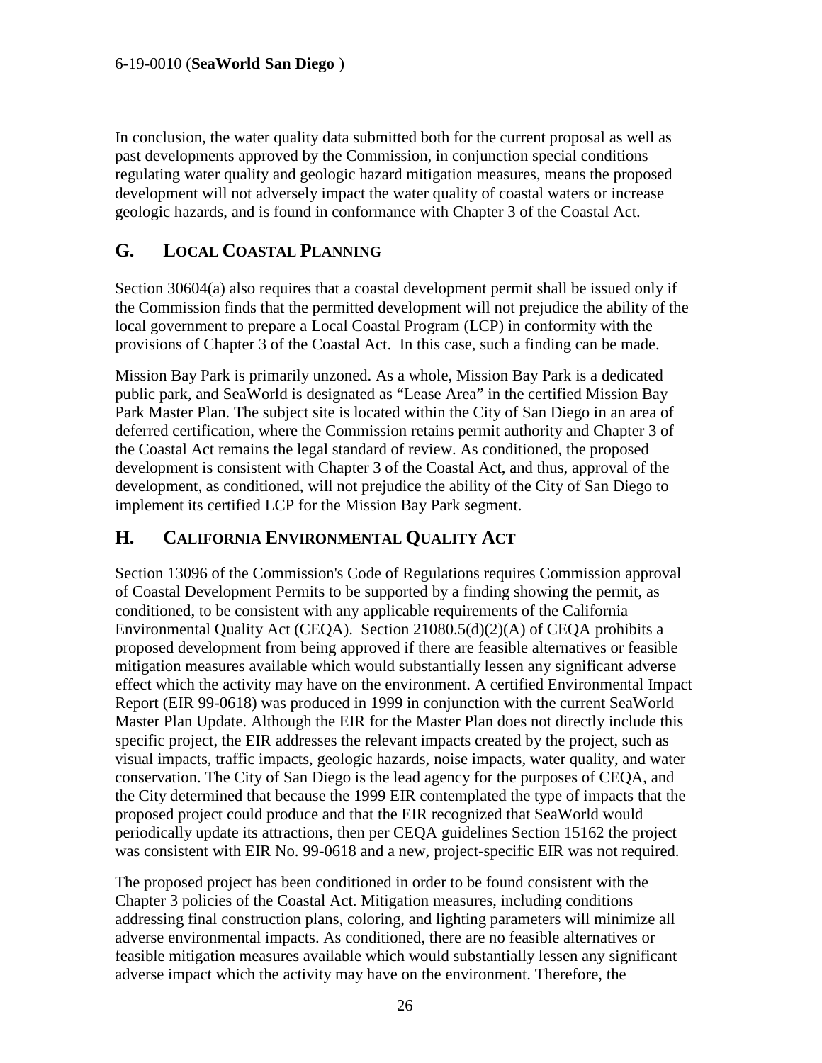In conclusion, the water quality data submitted both for the current proposal as well as past developments approved by the Commission, in conjunction special conditions regulating water quality and geologic hazard mitigation measures, means the proposed development will not adversely impact the water quality of coastal waters or increase geologic hazards, and is found in conformance with Chapter 3 of the Coastal Act.

## G. LOCAL COASTAL PLANNING

Section 30604(a) also requires that a coastal development permit shall be issued only if the Commission finds that the permitted development will not prejudice the ability of the local government to prepare a Local Coastal Program (LCP) in conformity with the provisions of Chapter 3 of the Coastal Act. In this case, such a finding can be made.

Mission Bay Park is primarily unzoned. As a whole, Mission Bay Park is a dedicated public park, and SeaWorld is designated as "Lease Area" in the certified Mission Bay Park Master Plan. The subject site is located within the City of San Diego in an area of deferred certification, where the Commission retains permit authority and Chapter 3 of the Coastal Act remains the legal standard of review. As conditioned, the proposed development is consistent with Chapter 3 of the Coastal Act, and thus, approval of the development, as conditioned, will not prejudice the ability of the City of San Diego to implement its certified LCP for the Mission Bay Park segment.

## H. CALIFORNIA ENVIRONMENTAL QUALITY ACT

Section 13096 of the Commission's Code of Regulations requires Commission approval of Coastal Development Permits to be supported by a finding showing the permit, as conditioned, to be consistent with any applicable requirements of the California Environmental Quality Act (CEQA). Section 21080.5(d)(2)(A) of CEQA prohibits a proposed development from being approved if there are feasible alternatives or feasible mitigation measures available which would substantially lessen any significant adverse effect which the activity may have on the environment. A certified Environmental Impact Report (EIR 99-0618) was produced in 1999 in conjunction with the current SeaWorld Master Plan Update. Although the EIR for the Master Plan does not directly include this specific project, the EIR addresses the relevant impacts created by the project, such as visual impacts, traffic impacts, geologic hazards, noise impacts, water quality, and water conservation. The City of San Diego is the lead agency for the purposes of CEQA, and the City determined that because the 1999 EIR contemplated the type of impacts that the proposed project could produce and that the EIR recognized that SeaWorld would periodically update its attractions, then per CEQA guidelines Section 15162 the project was consistent with EIR No. 99-0618 and a new, project-specific EIR was not required.

The proposed project has been conditioned in order to be found consistent with the Chapter 3 policies of the Coastal Act. Mitigation measures, including conditions addressing final construction plans, coloring, and lighting parameters will minimize all adverse environmental impacts. As conditioned, there are no feasible alternatives or feasible mitigation measures available which would substantially lessen any significant adverse impact which the activity may have on the environment. Therefore, the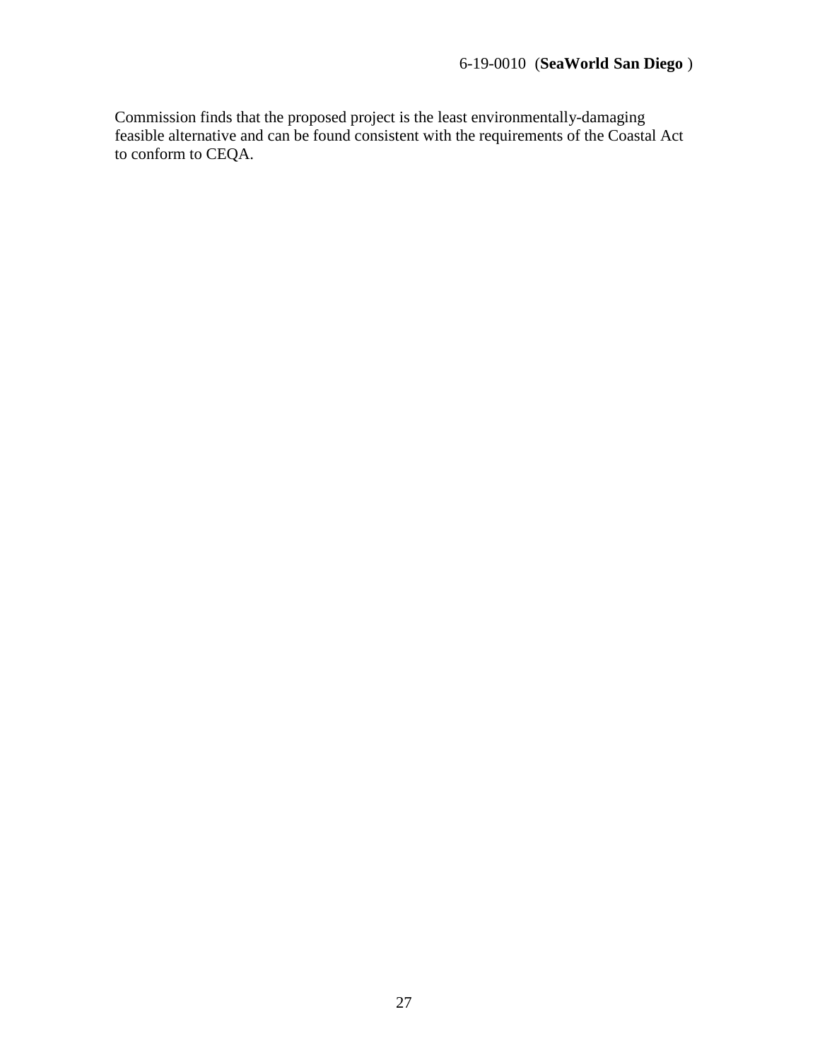Commission finds that the proposed project is the least environmentally-damaging feasible alternative and can be found consistent with the requirements of the Coastal Act to conform to CEQA.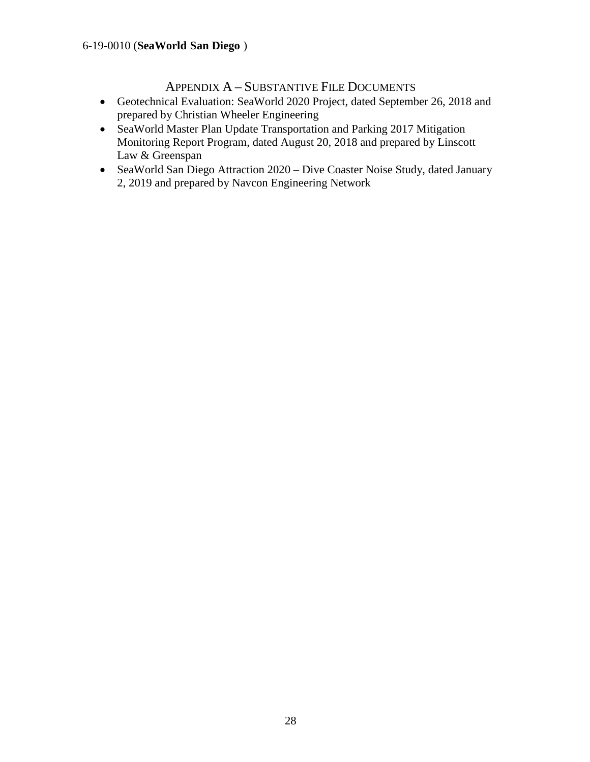## APPENDIX A – SUBSTANTIVE FILE DOCUMENTS

- Geotechnical Evaluation: SeaWorld 2020 Project, dated September 26, 2018 and prepared by Christian Wheeler Engineering
- SeaWorld Master Plan Update Transportation and Parking 2017 Mitigation Monitoring Report Program, dated August 20, 2018 and prepared by Linscott Law & Greenspan
- SeaWorld San Diego Attraction 2020 – Dive Coaster Noise Study, dated January 2, 2019 and prepared by Navcon Engineering Network